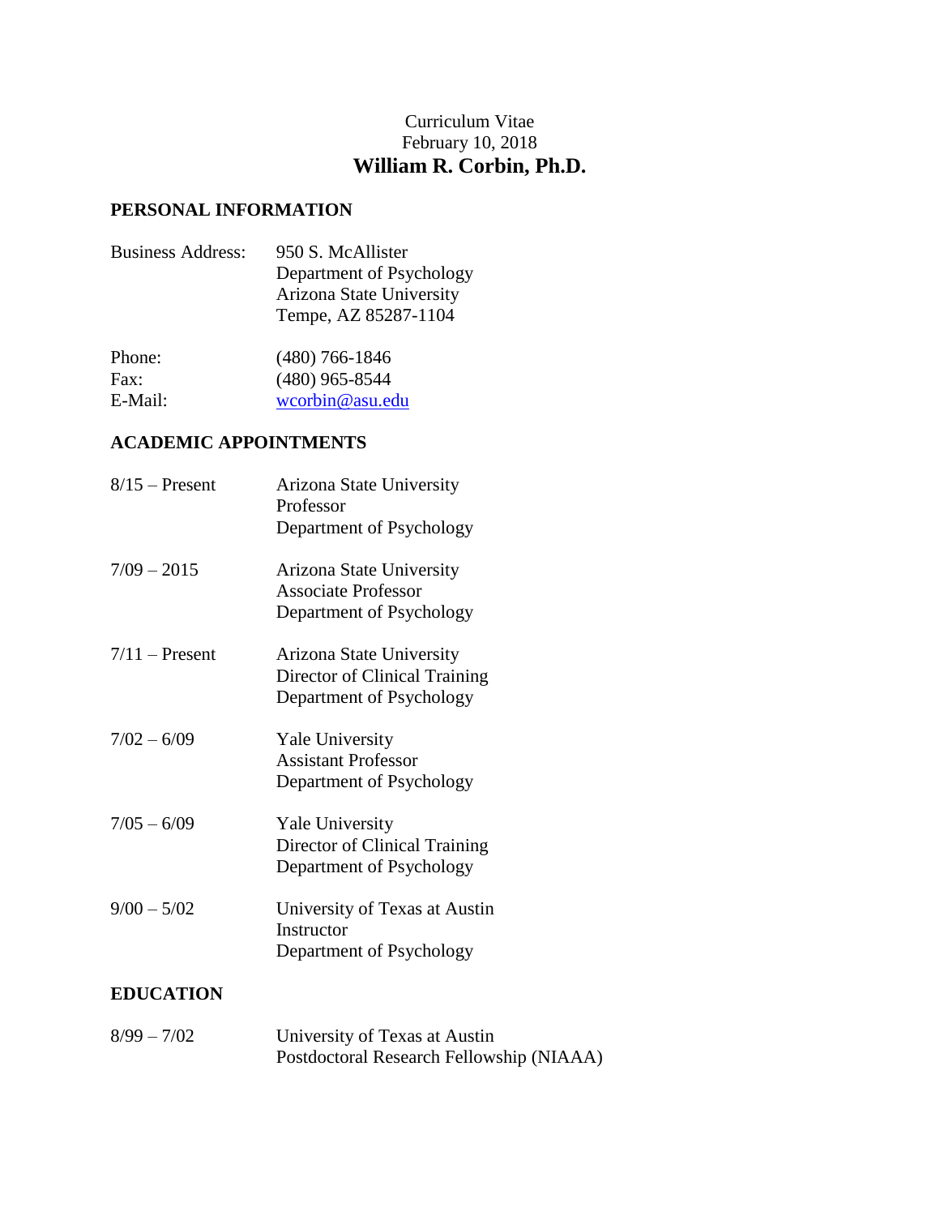Curriculum Vitae
February 10, 2018

# William R. Corbin, Ph.D.

## PERSONAL INFORMATION

| | |
|---|---|
| Business Address: | 950 S. McAllister<br>Department of Psychology<br>Arizona State University<br>Tempe, AZ 85287-1104 |
| Phone: | (480) 766-1846 |
| Fax: | (480) 965-8544 |
| E-Mail: | wcorbin@asu.edu |

## ACADEMIC APPOINTMENTS

| | |
|---|---|
| 8/15 – Present | Arizona State University<br>Professor<br>Department of Psychology |
| 7/09 – 2015 | Arizona State University<br>Associate Professor<br>Department of Psychology |
| 7/11 – Present | Arizona State University<br>Director of Clinical Training<br>Department of Psychology |
| 7/02 – 6/09 | Yale University<br>Assistant Professor<br>Department of Psychology |
| 7/05 – 6/09 | Yale University<br>Director of Clinical Training<br>Department of Psychology |
| 9/00 – 5/02 | University of Texas at Austin<br>Instructor<br>Department of Psychology |

## EDUCATION

| | |
|---|---|
| 8/99 – 7/02 | University of Texas at Austin<br>Postdoctoral Research Fellowship (NIAAA) |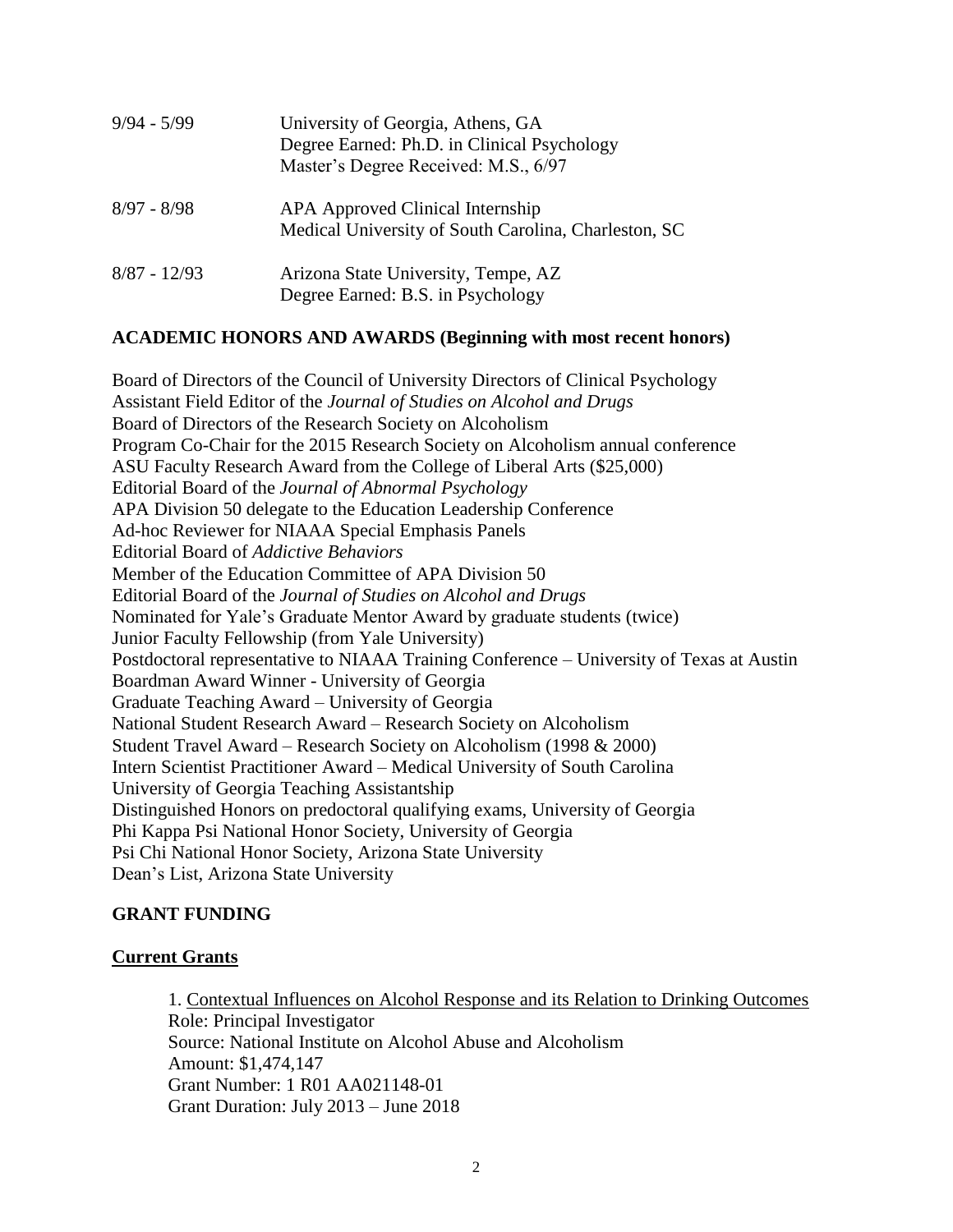| | |
|---|---|
| 9/94 - 5/99 | University of Georgia, Athens, GA<br>Degree Earned: Ph.D. in Clinical Psychology<br>Master's Degree Received: M.S., 6/97 |
| 8/97 - 8/98 | APA Approved Clinical Internship<br>Medical University of South Carolina, Charleston, SC |
| 8/87 - 12/93 | Arizona State University, Tempe, AZ<br>Degree Earned: B.S. in Psychology |

## ACADEMIC HONORS AND AWARDS (Beginning with most recent honors)

Board of Directors of the Council of University Directors of Clinical Psychology
Assistant Field Editor of the *Journal of Studies on Alcohol and Drugs*
Board of Directors of the Research Society on Alcoholism
Program Co-Chair for the 2015 Research Society on Alcoholism annual conference
ASU Faculty Research Award from the College of Liberal Arts ($25,000)
Editorial Board of the *Journal of Abnormal Psychology*
APA Division 50 delegate to the Education Leadership Conference
Ad-hoc Reviewer for NIAAA Special Emphasis Panels
Editorial Board of *Addictive Behaviors*
Member of the Education Committee of APA Division 50
Editorial Board of the *Journal of Studies on Alcohol and Drugs*
Nominated for Yale's Graduate Mentor Award by graduate students (twice)
Junior Faculty Fellowship (from Yale University)
Postdoctoral representative to NIAAA Training Conference – University of Texas at Austin
Boardman Award Winner - University of Georgia
Graduate Teaching Award – University of Georgia
National Student Research Award – Research Society on Alcoholism
Student Travel Award – Research Society on Alcoholism (1998 & 2000)
Intern Scientist Practitioner Award – Medical University of South Carolina
University of Georgia Teaching Assistantship
Distinguished Honors on predoctoral qualifying exams, University of Georgia
Phi Kappa Psi National Honor Society, University of Georgia
Psi Chi National Honor Society, Arizona State University
Dean's List, Arizona State University

## GRANT FUNDING

### Current Grants

1. Contextual Influences on Alcohol Response and its Relation to Drinking Outcomes
Role: Principal Investigator
Source: National Institute on Alcohol Abuse and Alcoholism
Amount: $1,474,147
Grant Number: 1 R01 AA021148-01
Grant Duration: July 2013 – June 2018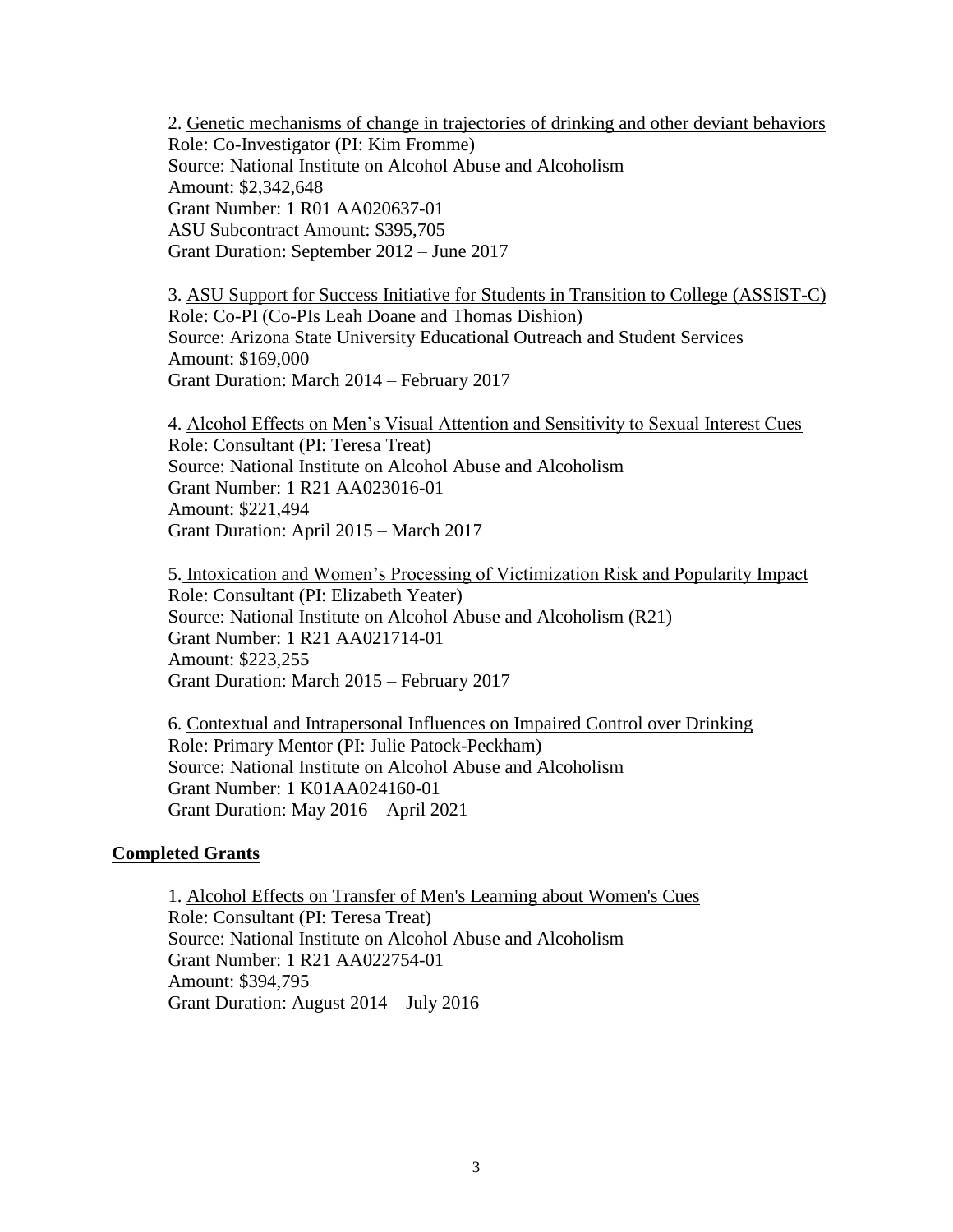2. Genetic mechanisms of change in trajectories of drinking and other deviant behaviors
Role: Co-Investigator (PI: Kim Fromme)
Source: National Institute on Alcohol Abuse and Alcoholism
Amount: $2,342,648
Grant Number: 1 R01 AA020637-01
ASU Subcontract Amount: $395,705
Grant Duration: September 2012 – June 2017

3. ASU Support for Success Initiative for Students in Transition to College (ASSIST-C)
Role: Co-PI (Co-PIs Leah Doane and Thomas Dishion)
Source: Arizona State University Educational Outreach and Student Services
Amount: $169,000
Grant Duration: March 2014 – February 2017

4. Alcohol Effects on Men's Visual Attention and Sensitivity to Sexual Interest Cues
Role: Consultant (PI: Teresa Treat)
Source: National Institute on Alcohol Abuse and Alcoholism
Grant Number: 1 R21 AA023016-01
Amount: $221,494
Grant Duration: April 2015 – March 2017

5. Intoxication and Women's Processing of Victimization Risk and Popularity Impact
Role: Consultant (PI: Elizabeth Yeater)
Source: National Institute on Alcohol Abuse and Alcoholism (R21)
Grant Number: 1 R21 AA021714-01
Amount: $223,255
Grant Duration: March 2015 – February 2017

6. Contextual and Intrapersonal Influences on Impaired Control over Drinking
Role: Primary Mentor (PI: Julie Patock-Peckham)
Source: National Institute on Alcohol Abuse and Alcoholism
Grant Number: 1 K01AA024160-01
Grant Duration: May 2016 – April 2021

## Completed Grants

1. Alcohol Effects on Transfer of Men's Learning about Women's Cues
Role: Consultant (PI: Teresa Treat)
Source: National Institute on Alcohol Abuse and Alcoholism
Grant Number: 1 R21 AA022754-01
Amount: $394,795
Grant Duration: August 2014 – July 2016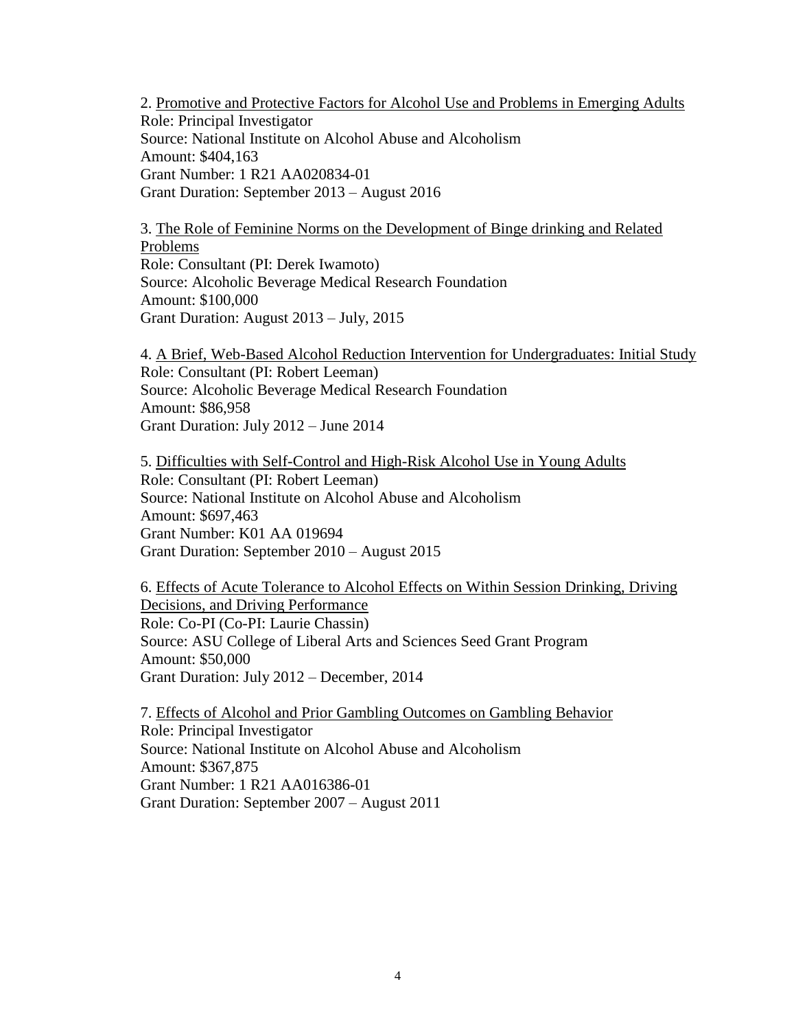2. <u>Promotive and Protective Factors for Alcohol Use and Problems in Emerging Adults</u>
Role: Principal Investigator
Source: National Institute on Alcohol Abuse and Alcoholism
Amount: $404,163
Grant Number: 1 R21 AA020834-01
Grant Duration: September 2013 – August 2016

3. <u>The Role of Feminine Norms on the Development of Binge drinking and Related Problems</u>
Role: Consultant (PI: Derek Iwamoto)
Source: Alcoholic Beverage Medical Research Foundation
Amount: $100,000
Grant Duration: August 2013 – July, 2015

4. <u>A Brief, Web-Based Alcohol Reduction Intervention for Undergraduates: Initial Study</u>
Role: Consultant (PI: Robert Leeman)
Source: Alcoholic Beverage Medical Research Foundation
Amount: $86,958
Grant Duration: July 2012 – June 2014

5. <u>Difficulties with Self-Control and High-Risk Alcohol Use in Young Adults</u>
Role: Consultant (PI: Robert Leeman)
Source: National Institute on Alcohol Abuse and Alcoholism
Amount: $697,463
Grant Number: K01 AA 019694
Grant Duration: September 2010 – August 2015

6. <u>Effects of Acute Tolerance to Alcohol Effects on Within Session Drinking, Driving Decisions, and Driving Performance</u>
Role: Co-PI (Co-PI: Laurie Chassin)
Source: ASU College of Liberal Arts and Sciences Seed Grant Program
Amount: $50,000
Grant Duration: July 2012 – December, 2014

7. <u>Effects of Alcohol and Prior Gambling Outcomes on Gambling Behavior</u>
Role: Principal Investigator
Source: National Institute on Alcohol Abuse and Alcoholism
Amount: $367,875
Grant Number: 1 R21 AA016386-01
Grant Duration: September 2007 – August 2011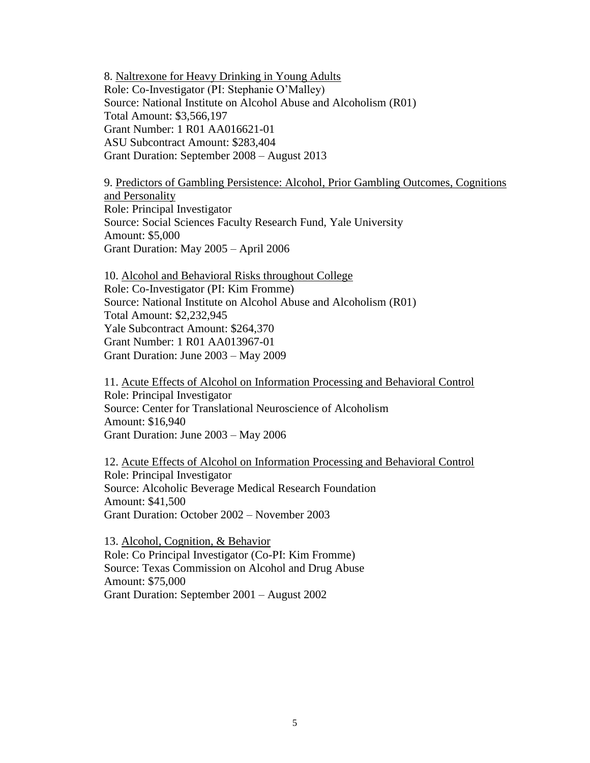8. <u>Naltrexone for Heavy Drinking in Young Adults</u>
Role: Co-Investigator (PI: Stephanie O'Malley)
Source: National Institute on Alcohol Abuse and Alcoholism (R01)
Total Amount: $3,566,197
Grant Number: 1 R01 AA016621-01
ASU Subcontract Amount: $283,404
Grant Duration: September 2008 – August 2013

9. <u>Predictors of Gambling Persistence: Alcohol, Prior Gambling Outcomes, Cognitions and Personality</u>
Role: Principal Investigator
Source: Social Sciences Faculty Research Fund, Yale University
Amount: $5,000
Grant Duration: May 2005 – April 2006

10. <u>Alcohol and Behavioral Risks throughout College</u>
Role: Co-Investigator (PI: Kim Fromme)
Source: National Institute on Alcohol Abuse and Alcoholism (R01)
Total Amount: $2,232,945
Yale Subcontract Amount: $264,370
Grant Number: 1 R01 AA013967-01
Grant Duration: June 2003 – May 2009

11. <u>Acute Effects of Alcohol on Information Processing and Behavioral Control</u>
Role: Principal Investigator
Source: Center for Translational Neuroscience of Alcoholism
Amount: $16,940
Grant Duration: June 2003 – May 2006

12. <u>Acute Effects of Alcohol on Information Processing and Behavioral Control</u>
Role: Principal Investigator
Source: Alcoholic Beverage Medical Research Foundation
Amount: $41,500
Grant Duration: October 2002 – November 2003

13. <u>Alcohol, Cognition, & Behavior</u>
Role: Co Principal Investigator (Co-PI: Kim Fromme)
Source: Texas Commission on Alcohol and Drug Abuse
Amount: $75,000
Grant Duration: September 2001 – August 2002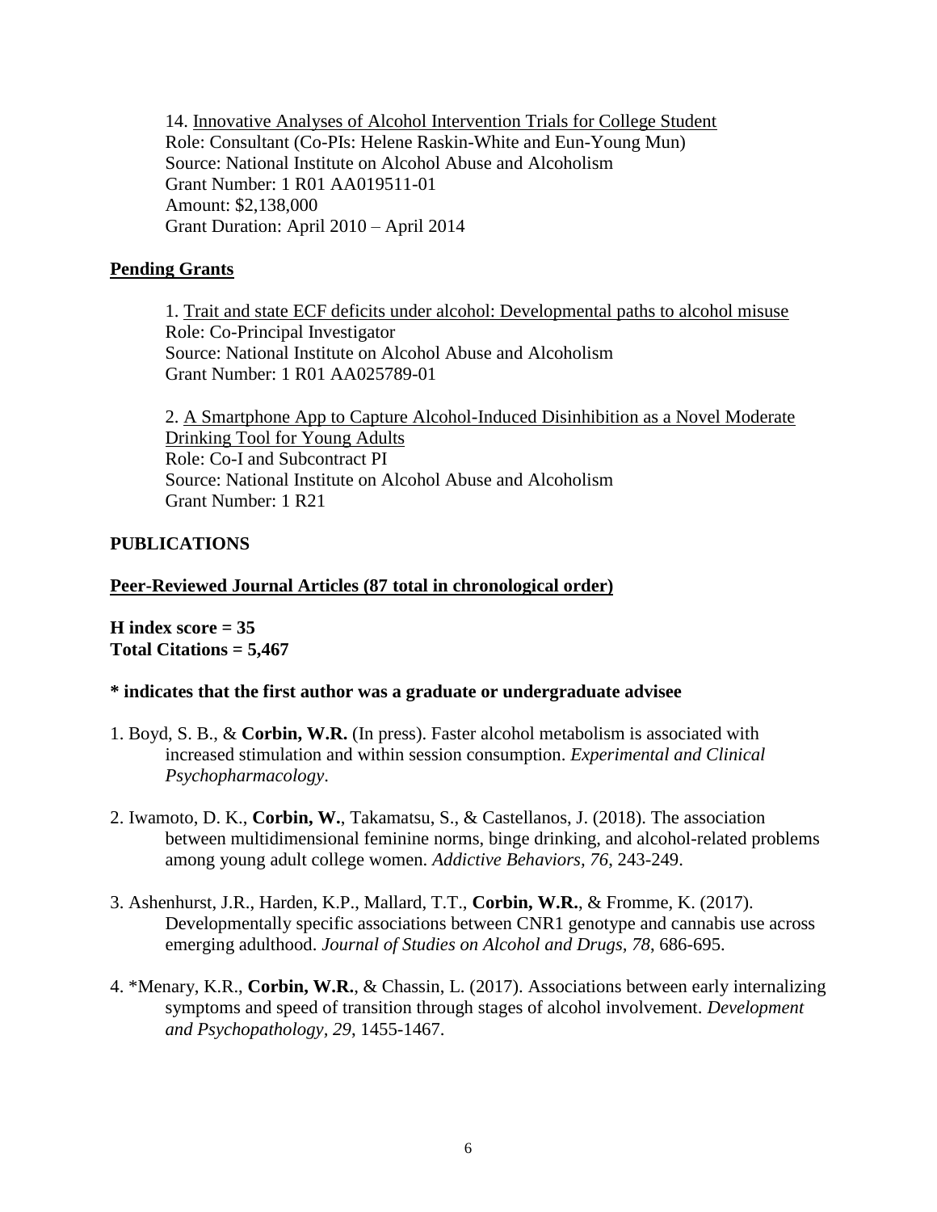14. <u>Innovative Analyses of Alcohol Intervention Trials for College Student</u>
Role: Consultant (Co-PIs: Helene Raskin-White and Eun-Young Mun)
Source: National Institute on Alcohol Abuse and Alcoholism
Grant Number: 1 R01 AA019511-01
Amount: $2,138,000
Grant Duration: April 2010 – April 2014

## <u>Pending Grants</u>

1. <u>Trait and state ECF deficits under alcohol: Developmental paths to alcohol misuse</u>
Role: Co-Principal Investigator
Source: National Institute on Alcohol Abuse and Alcoholism
Grant Number: 1 R01 AA025789-01

2. <u>A Smartphone App to Capture Alcohol-Induced Disinhibition as a Novel Moderate Drinking Tool for Young Adults</u>
Role: Co-I and Subcontract PI
Source: National Institute on Alcohol Abuse and Alcoholism
Grant Number: 1 R21

# PUBLICATIONS

## <u>Peer-Reviewed Journal Articles (87 total in chronological order)</u>

**H index score = 35**
**Total Citations = 5,467**

**\* indicates that the first author was a graduate or undergraduate advisee**

1. Boyd, S. B., & **Corbin, W.R.** (In press). Faster alcohol metabolism is associated with increased stimulation and within session consumption. *Experimental and Clinical Psychopharmacology*.

2. Iwamoto, D. K., **Corbin, W.**, Takamatsu, S., & Castellanos, J. (2018). The association between multidimensional feminine norms, binge drinking, and alcohol-related problems among young adult college women. *Addictive Behaviors, 76*, 243-249.

3. Ashenhurst, J.R., Harden, K.P., Mallard, T.T., **Corbin, W.R.**, & Fromme, K. (2017). Developmentally specific associations between CNR1 genotype and cannabis use across emerging adulthood. *Journal of Studies on Alcohol and Drugs, 78*, 686-695.

4. *Menary, K.R., **Corbin, W.R.**, & Chassin, L. (2017). Associations between early internalizing symptoms and speed of transition through stages of alcohol involvement. *Development and Psychopathology, 29*, 1455-1467.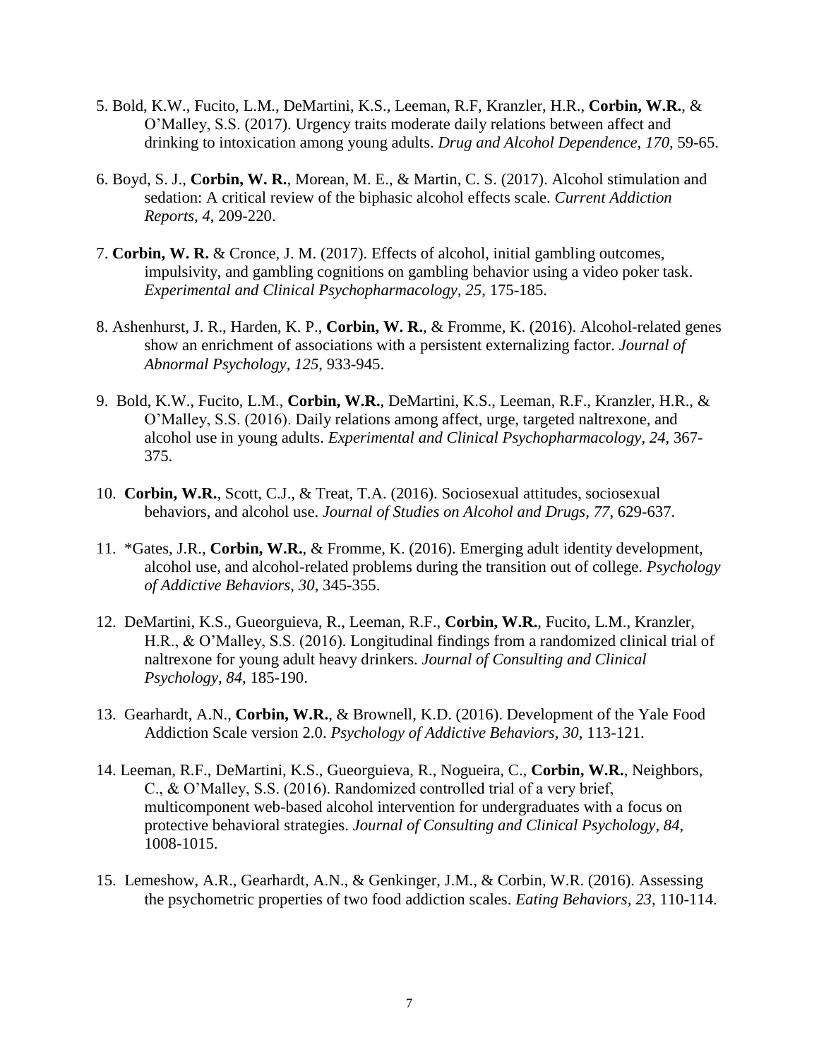5. Bold, K.W., Fucito, L.M., DeMartini, K.S., Leeman, R.F, Kranzler, H.R., **Corbin, W.R.**, & O'Malley, S.S. (2017). Urgency traits moderate daily relations between affect and drinking to intoxication among young adults. *Drug and Alcohol Dependence, 170*, 59-65.

6. Boyd, S. J., **Corbin, W. R.**, Morean, M. E., & Martin, C. S. (2017). Alcohol stimulation and sedation: A critical review of the biphasic alcohol effects scale. *Current Addiction Reports, 4*, 209-220.

7. **Corbin, W. R.** & Cronce, J. M. (2017). Effects of alcohol, initial gambling outcomes, impulsivity, and gambling cognitions on gambling behavior using a video poker task. *Experimental and Clinical Psychopharmacology, 25*, 175-185.

8. Ashenhurst, J. R., Harden, K. P., **Corbin, W. R.**, & Fromme, K. (2016). Alcohol-related genes show an enrichment of associations with a persistent externalizing factor. *Journal of Abnormal Psychology, 125*, 933-945.

9. Bold, K.W., Fucito, L.M., **Corbin, W.R.**, DeMartini, K.S., Leeman, R.F., Kranzler, H.R., & O'Malley, S.S. (2016). Daily relations among affect, urge, targeted naltrexone, and alcohol use in young adults. *Experimental and Clinical Psychopharmacology, 24*, 367-375.

10. **Corbin, W.R.**, Scott, C.J., & Treat, T.A. (2016). Sociosexual attitudes, sociosexual behaviors, and alcohol use. *Journal of Studies on Alcohol and Drugs, 77*, 629-637.

11. *Gates, J.R., **Corbin, W.R.**, & Fromme, K. (2016). Emerging adult identity development, alcohol use, and alcohol-related problems during the transition out of college. *Psychology of Addictive Behaviors, 30*, 345-355.

12. DeMartini, K.S., Gueorguieva, R., Leeman, R.F., **Corbin, W.R.**, Fucito, L.M., Kranzler, H.R., & O'Malley, S.S. (2016). Longitudinal findings from a randomized clinical trial of naltrexone for young adult heavy drinkers. *Journal of Consulting and Clinical Psychology, 84*, 185-190.

13. Gearhardt, A.N., **Corbin, W.R.**, & Brownell, K.D. (2016). Development of the Yale Food Addiction Scale version 2.0. *Psychology of Addictive Behaviors, 30*, 113-121.

14. Leeman, R.F., DeMartini, K.S., Gueorguieva, R., Nogueira, C., **Corbin, W.R.**, Neighbors, C., & O'Malley, S.S. (2016). Randomized controlled trial of a very brief, multicomponent web-based alcohol intervention for undergraduates with a focus on protective behavioral strategies. *Journal of Consulting and Clinical Psychology, 84*, 1008-1015.

15. Lemeshow, A.R., Gearhardt, A.N., & Genkinger, J.M., & Corbin, W.R. (2016). Assessing the psychometric properties of two food addiction scales. *Eating Behaviors, 23*, 110-114.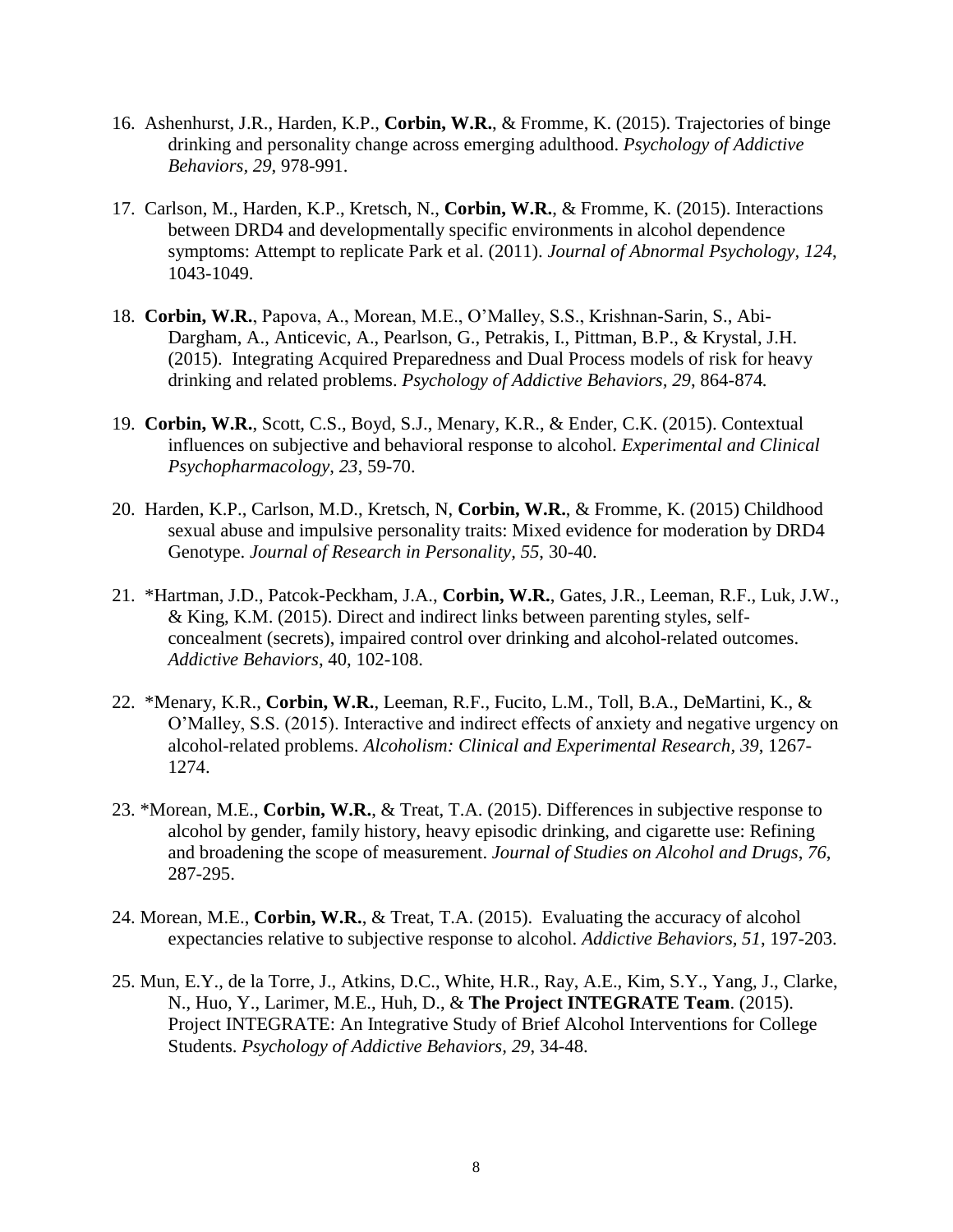16. Ashenhurst, J.R., Harden, K.P., **Corbin, W.R.**, & Fromme, K. (2015). Trajectories of binge drinking and personality change across emerging adulthood. *Psychology of Addictive Behaviors, 29*, 978-991.

17. Carlson, M., Harden, K.P., Kretsch, N., **Corbin, W.R.**, & Fromme, K. (2015). Interactions between DRD4 and developmentally specific environments in alcohol dependence symptoms: Attempt to replicate Park et al. (2011). *Journal of Abnormal Psychology*, *124*, 1043-1049.

18. **Corbin, W.R.**, Papova, A., Morean, M.E., O'Malley, S.S., Krishnan-Sarin, S., Abi-Dargham, A., Anticevic, A., Pearlson, G., Petrakis, I., Pittman, B.P., & Krystal, J.H. (2015). Integrating Acquired Preparedness and Dual Process models of risk for heavy drinking and related problems. *Psychology of Addictive Behaviors*, *29*, 864-874.

19. **Corbin, W.R.**, Scott, C.S., Boyd, S.J., Menary, K.R., & Ender, C.K. (2015). Contextual influences on subjective and behavioral response to alcohol. *Experimental and Clinical Psychopharmacology*, *23*, 59-70.

20. Harden, K.P., Carlson, M.D., Kretsch, N, **Corbin, W.R.**, & Fromme, K. (2015) Childhood sexual abuse and impulsive personality traits: Mixed evidence for moderation by DRD4 Genotype. *Journal of Research in Personality*, *55*, 30-40.

21. *Hartman, J.D., Patcok-Peckham, J.A., **Corbin, W.R.**, Gates, J.R., Leeman, R.F., Luk, J.W., & King, K.M. (2015). Direct and indirect links between parenting styles, self-concealment (secrets), impaired control over drinking and alcohol-related outcomes. *Addictive Behaviors*, 40, 102-108.

22. *Menary, K.R., **Corbin, W.R.**, Leeman, R.F., Fucito, L.M., Toll, B.A., DeMartini, K., & O'Malley, S.S. (2015). Interactive and indirect effects of anxiety and negative urgency on alcohol-related problems. *Alcoholism: Clinical and Experimental Research, 39*, 1267-1274.

23. *Morean, M.E., **Corbin, W.R.**, & Treat, T.A. (2015). Differences in subjective response to alcohol by gender, family history, heavy episodic drinking, and cigarette use: Refining and broadening the scope of measurement. *Journal of Studies on Alcohol and Drugs*, *76*, 287-295.

24. Morean, M.E., **Corbin, W.R.**, & Treat, T.A. (2015). Evaluating the accuracy of alcohol expectancies relative to subjective response to alcohol. *Addictive Behaviors, 51*, 197-203.

25. Mun, E.Y., de la Torre, J., Atkins, D.C., White, H.R., Ray, A.E., Kim, S.Y., Yang, J., Clarke, N., Huo, Y., Larimer, M.E., Huh, D., & **The Project INTEGRATE Team**. (2015). Project INTEGRATE: An Integrative Study of Brief Alcohol Interventions for College Students. *Psychology of Addictive Behaviors, 29*, 34-48.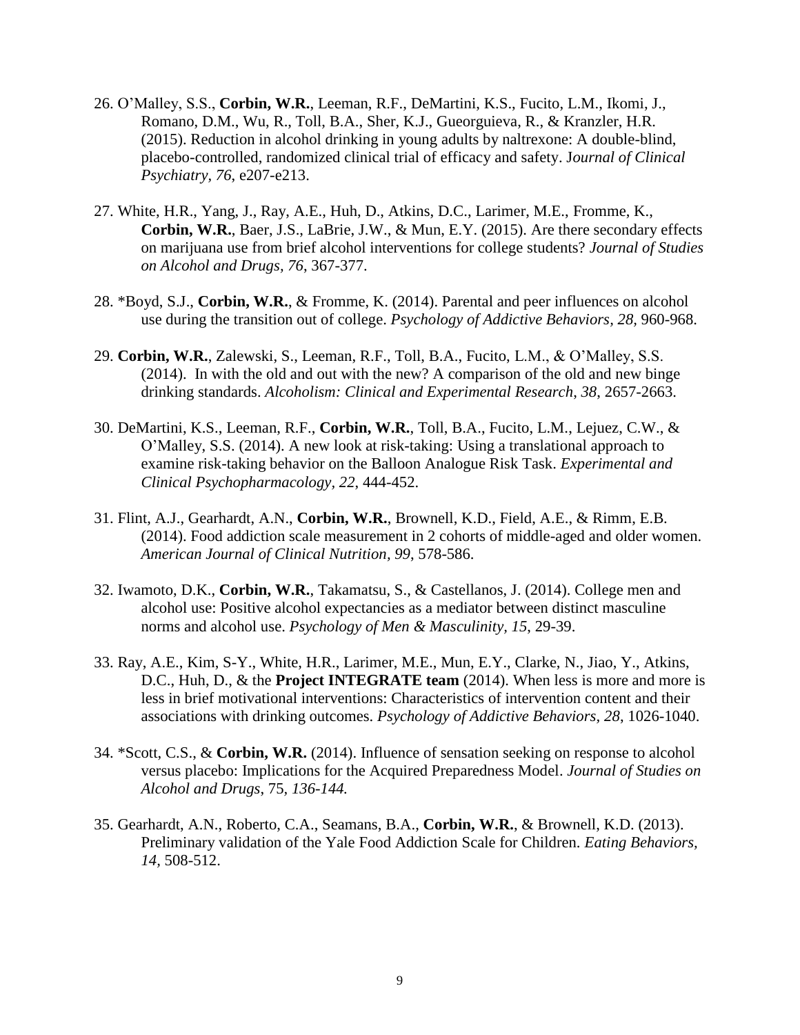26. O'Malley, S.S., **Corbin, W.R.**, Leeman, R.F., DeMartini, K.S., Fucito, L.M., Ikomi, J., Romano, D.M., Wu, R., Toll, B.A., Sher, K.J., Gueorguieva, R., & Kranzler, H.R. (2015). Reduction in alcohol drinking in young adults by naltrexone: A double-blind, placebo-controlled, randomized clinical trial of efficacy and safety. J*ournal of Clinical Psychiatry*, *76*, e207-e213.

27. White, H.R., Yang, J., Ray, A.E., Huh, D., Atkins, D.C., Larimer, M.E., Fromme, K., **Corbin, W.R.**, Baer, J.S., LaBrie, J.W., & Mun, E.Y. (2015). Are there secondary effects on marijuana use from brief alcohol interventions for college students? *Journal of Studies on Alcohol and Drugs, 76*, 367-377.

28. *Boyd, S.J., **Corbin, W.R.**, & Fromme, K. (2014). Parental and peer influences on alcohol use during the transition out of college. *Psychology of Addictive Behaviors, 28,* 960-968.

29. **Corbin, W.R.**, Zalewski, S., Leeman, R.F., Toll, B.A., Fucito, L.M., & O'Malley, S.S. (2014). In with the old and out with the new? A comparison of the old and new binge drinking standards. *Alcoholism: Clinical and Experimental Research, 38*, 2657-2663.

30. DeMartini, K.S., Leeman, R.F., **Corbin, W.R.**, Toll, B.A., Fucito, L.M., Lejuez, C.W., & O'Malley, S.S. (2014). A new look at risk-taking: Using a translational approach to examine risk-taking behavior on the Balloon Analogue Risk Task. *Experimental and Clinical Psychopharmacology, 22,* 444-452.

31. Flint, A.J., Gearhardt, A.N., **Corbin, W.R.**, Brownell, K.D., Field, A.E., & Rimm, E.B. (2014). Food addiction scale measurement in 2 cohorts of middle-aged and older women. *American Journal of Clinical Nutrition*, *99*, 578-586.

32. Iwamoto, D.K., **Corbin, W.R.**, Takamatsu, S., & Castellanos, J. (2014). College men and alcohol use: Positive alcohol expectancies as a mediator between distinct masculine norms and alcohol use. *Psychology of Men & Masculinity, 15*, 29-39.

33. Ray, A.E., Kim, S-Y., White, H.R., Larimer, M.E., Mun, E.Y., Clarke, N., Jiao, Y., Atkins, D.C., Huh, D., & the **Project INTEGRATE team** (2014). When less is more and more is less in brief motivational interventions: Characteristics of intervention content and their associations with drinking outcomes. *Psychology of Addictive Behaviors, 28*, 1026-1040.

34. *Scott, C.S., & **Corbin, W.R.** (2014). Influence of sensation seeking on response to alcohol versus placebo: Implications for the Acquired Preparedness Model. *Journal of Studies on Alcohol and Drugs*, 75, *136-144.*

35. Gearhardt, A.N., Roberto, C.A., Seamans, B.A., **Corbin, W.R.**, & Brownell, K.D. (2013). Preliminary validation of the Yale Food Addiction Scale for Children. *Eating Behaviors, 14,* 508-512.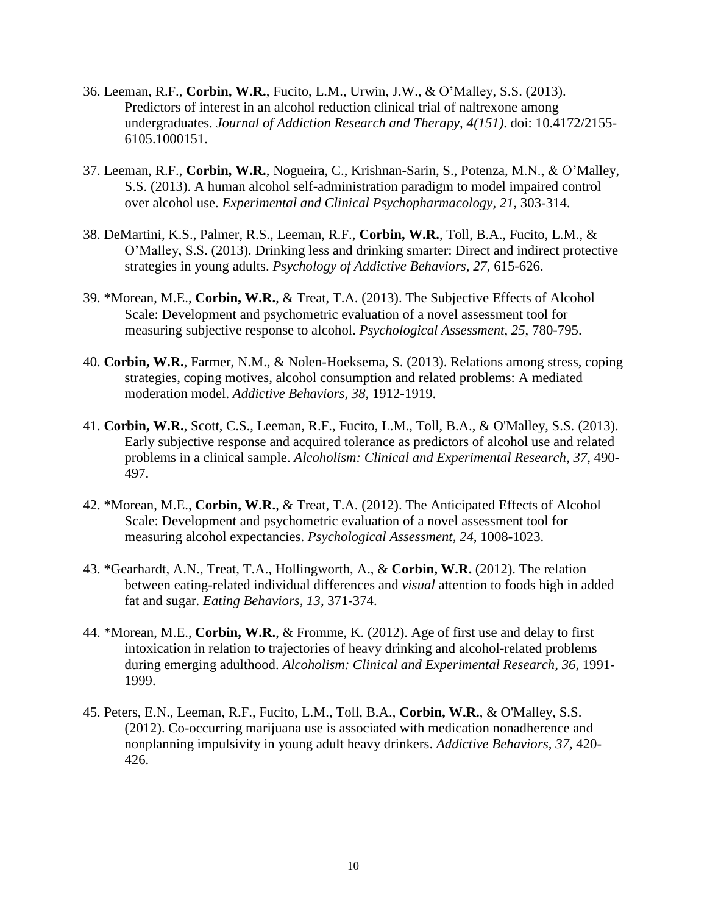36. Leeman, R.F., **Corbin, W.R.**, Fucito, L.M., Urwin, J.W., & O'Malley, S.S. (2013). Predictors of interest in an alcohol reduction clinical trial of naltrexone among undergraduates. *Journal of Addiction Research and Therapy, 4(151)*. doi: 10.4172/2155-6105.1000151.

37. Leeman, R.F., **Corbin, W.R.**, Nogueira, C., Krishnan-Sarin, S., Potenza, M.N., & O'Malley, S.S. (2013). A human alcohol self-administration paradigm to model impaired control over alcohol use. *Experimental and Clinical Psychopharmacology*, *21*, 303-314.

38. DeMartini, K.S., Palmer, R.S., Leeman, R.F., **Corbin, W.R.**, Toll, B.A., Fucito, L.M., & O'Malley, S.S. (2013). Drinking less and drinking smarter: Direct and indirect protective strategies in young adults. *Psychology of Addictive Behaviors*, *27*, 615-626.

39. *Morean, M.E., **Corbin, W.R.**, & Treat, T.A. (2013). The Subjective Effects of Alcohol Scale: Development and psychometric evaluation of a novel assessment tool for measuring subjective response to alcohol. *Psychological Assessment*, *25*, 780-795.

40. **Corbin, W.R.**, Farmer, N.M., & Nolen-Hoeksema, S. (2013). Relations among stress, coping strategies, coping motives, alcohol consumption and related problems: A mediated moderation model. *Addictive Behaviors*, *38*, 1912-1919.

41. **Corbin, W.R.**, Scott, C.S., Leeman, R.F., Fucito, L.M., Toll, B.A., & O'Malley, S.S. (2013). Early subjective response and acquired tolerance as predictors of alcohol use and related problems in a clinical sample. *Alcoholism: Clinical and Experimental Research, 37*, 490-497.

42. *Morean, M.E., **Corbin, W.R.**, & Treat, T.A. (2012). The Anticipated Effects of Alcohol Scale: Development and psychometric evaluation of a novel assessment tool for measuring alcohol expectancies. *Psychological Assessment, 24*, 1008-1023.

43. *Gearhardt, A.N., Treat, T.A., Hollingworth, A., & **Corbin, W.R.** (2012). The relation between eating-related individual differences and *visual* attention to foods high in added fat and sugar. *Eating Behaviors*, *13*, 371-374.

44. *Morean, M.E., **Corbin, W.R.**, & Fromme, K. (2012). Age of first use and delay to first intoxication in relation to trajectories of heavy drinking and alcohol-related problems during emerging adulthood. *Alcoholism: Clinical and Experimental Research, 36*, 1991-1999.

45. Peters, E.N., Leeman, R.F., Fucito, L.M., Toll, B.A., **Corbin, W.R.**, & O'Malley, S.S. (2012). Co-occurring marijuana use is associated with medication nonadherence and nonplanning impulsivity in young adult heavy drinkers. *Addictive Behaviors, 37*, 420-426.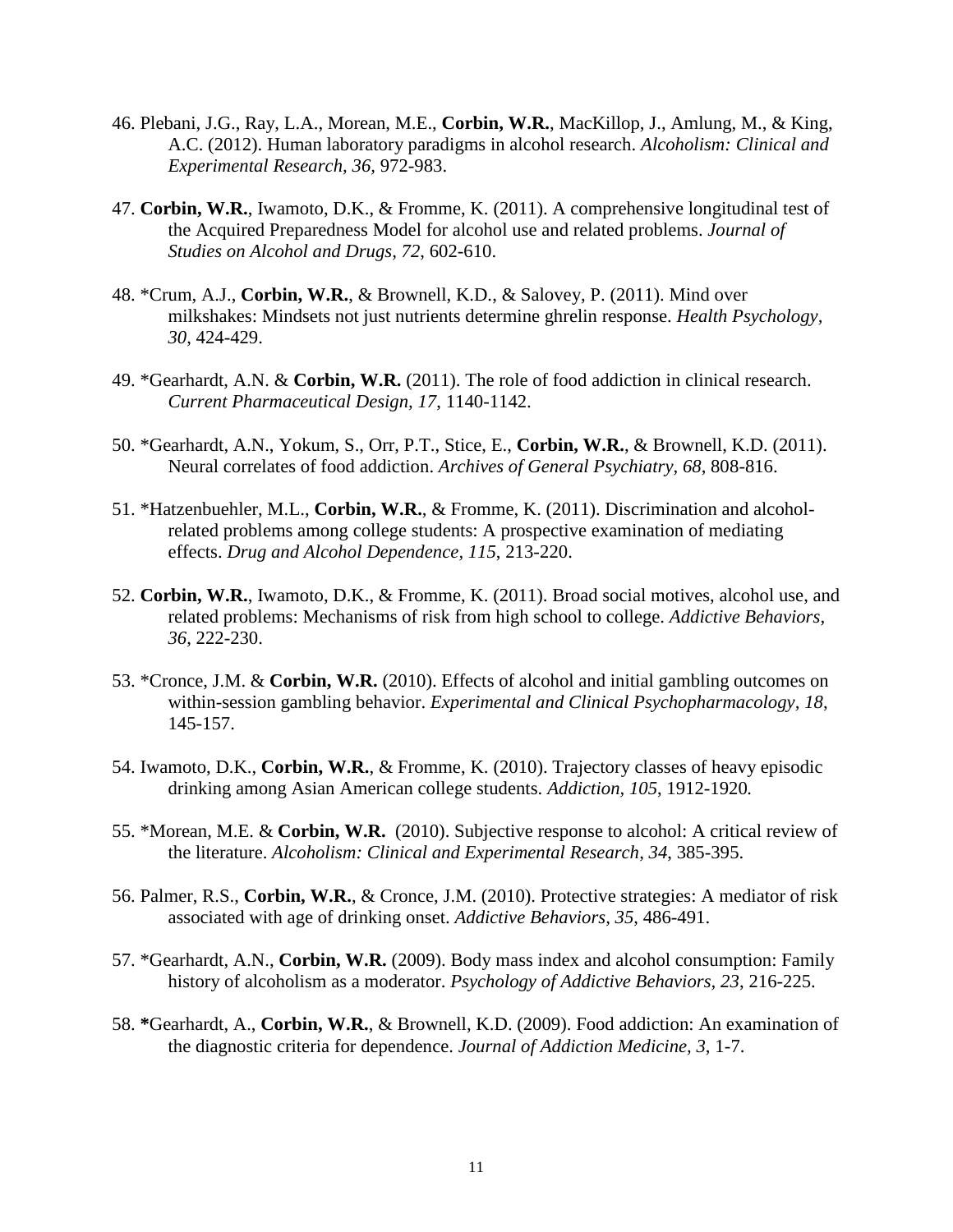46. Plebani, J.G., Ray, L.A., Morean, M.E., **Corbin, W.R.**, MacKillop, J., Amlung, M., & King, A.C. (2012). Human laboratory paradigms in alcohol research. *Alcoholism: Clinical and Experimental Research, 36,* 972-983.

47. **Corbin, W.R.**, Iwamoto, D.K., & Fromme, K. (2011). A comprehensive longitudinal test of the Acquired Preparedness Model for alcohol use and related problems. *Journal of Studies on Alcohol and Drugs, 72,* 602-610.

48. *Crum, A.J., **Corbin, W.R.**, & Brownell, K.D., & Salovey, P. (2011). Mind over milkshakes: Mindsets not just nutrients determine ghrelin response. *Health Psychology, 30,* 424-429.

49. *Gearhardt, A.N. & **Corbin, W.R.** (2011). The role of food addiction in clinical research. *Current Pharmaceutical Design, 17,* 1140-1142.

50. *Gearhardt, A.N., Yokum, S., Orr, P.T., Stice, E., **Corbin, W.R.**, & Brownell, K.D. (2011). Neural correlates of food addiction. *Archives of General Psychiatry, 68*, 808-816.

51. *Hatzenbuehler, M.L., **Corbin, W.R.**, & Fromme, K. (2011). Discrimination and alcohol-related problems among college students: A prospective examination of mediating effects. *Drug and Alcohol Dependence, 115*, 213-220.

52. **Corbin, W.R.**, Iwamoto, D.K., & Fromme, K. (2011). Broad social motives, alcohol use, and related problems: Mechanisms of risk from high school to college. *Addictive Behaviors, 36,* 222-230.

53. *Cronce, J.M. & **Corbin, W.R.** (2010). Effects of alcohol and initial gambling outcomes on within-session gambling behavior. *Experimental and Clinical Psychopharmacology, 18*, 145-157.

54. Iwamoto, D.K., **Corbin, W.R.**, & Fromme, K. (2010). Trajectory classes of heavy episodic drinking among Asian American college students. *Addiction, 105*, 1912-1920*.*

55. *Morean, M.E. & **Corbin, W.R.** (2010). Subjective response to alcohol: A critical review of the literature. *Alcoholism: Clinical and Experimental Research, 34*, 385-395.

56. Palmer, R.S., **Corbin, W.R.**, & Cronce, J.M. (2010). Protective strategies: A mediator of risk associated with age of drinking onset. *Addictive Behaviors, 35*, 486-491.

57. *Gearhardt, A.N., **Corbin, W.R.** (2009). Body mass index and alcohol consumption: Family history of alcoholism as a moderator. *Psychology of Addictive Behaviors, 23*, 216-225.

58. ***Gearhardt, A., **Corbin, W.R.**, & Brownell, K.D. (2009). Food addiction: An examination of the diagnostic criteria for dependence. *Journal of Addiction Medicine, 3*, 1-7.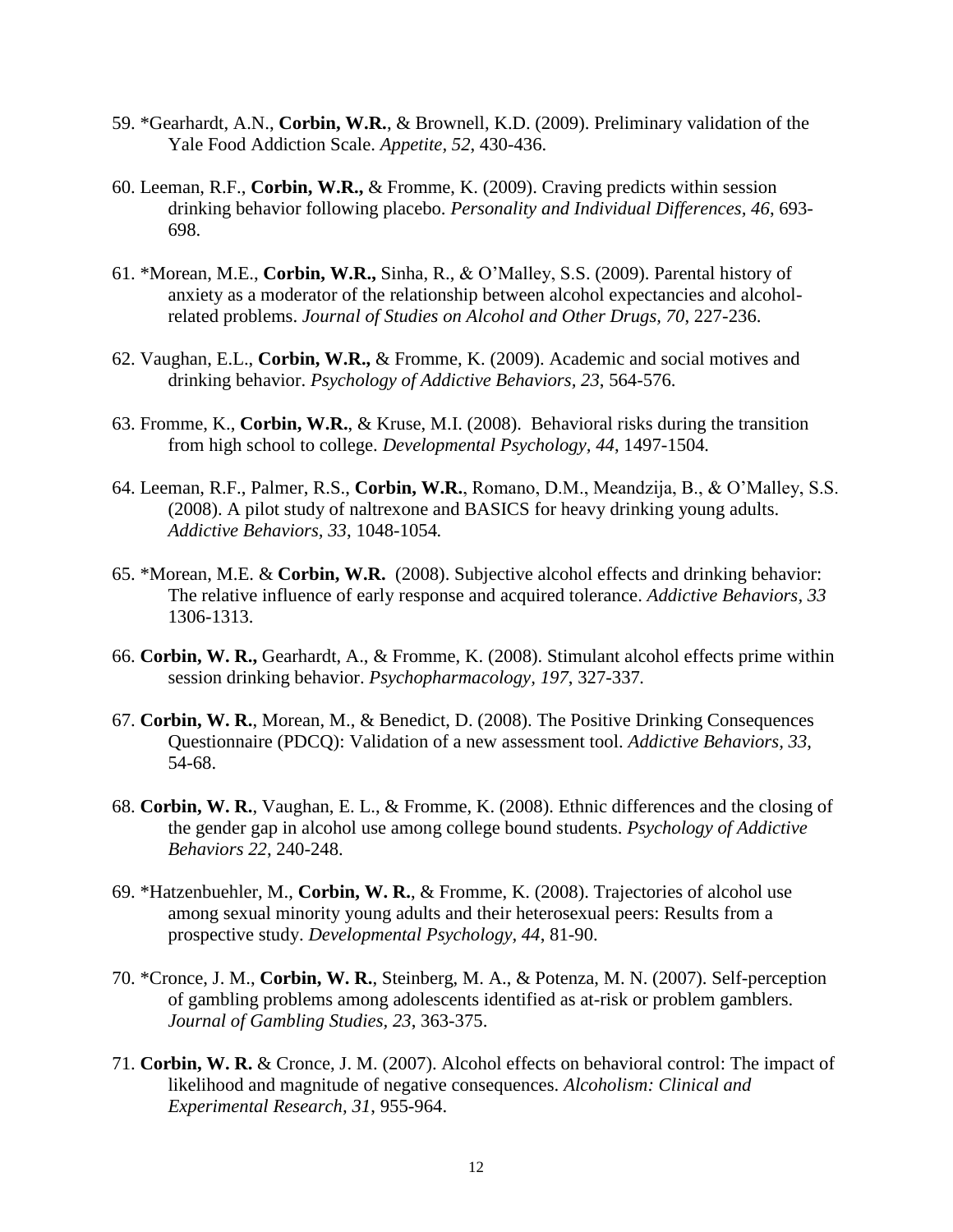59. *Gearhardt, A.N., **Corbin, W.R.**, & Brownell, K.D. (2009). Preliminary validation of the Yale Food Addiction Scale. *Appetite, 52*, 430-436.

60. Leeman, R.F., **Corbin, W.R.,** & Fromme, K. (2009). Craving predicts within session drinking behavior following placebo. *Personality and Individual Differences, 46*, 693-698.

61. *Morean, M.E., **Corbin, W.R.,** Sinha, R., & O'Malley, S.S. (2009). Parental history of anxiety as a moderator of the relationship between alcohol expectancies and alcohol-related problems. *Journal of Studies on Alcohol and Other Drugs, 70*, 227-236.

62. Vaughan, E.L., **Corbin, W.R.,** & Fromme, K. (2009). Academic and social motives and drinking behavior. *Psychology of Addictive Behaviors, 23*, 564-576.

63. Fromme, K., **Corbin, W.R.**, & Kruse, M.I. (2008). Behavioral risks during the transition from high school to college. *Developmental Psychology, 44*, 1497-1504.

64. Leeman, R.F., Palmer, R.S., **Corbin, W.R.**, Romano, D.M., Meandzija, B., & O'Malley, S.S. (2008). A pilot study of naltrexone and BASICS for heavy drinking young adults. *Addictive Behaviors, 33*, 1048-1054.

65. *Morean, M.E. & **Corbin, W.R.** (2008). Subjective alcohol effects and drinking behavior: The relative influence of early response and acquired tolerance. *Addictive Behaviors, 33* 1306-1313.

66. **Corbin, W. R.,** Gearhardt, A., & Fromme, K. (2008). Stimulant alcohol effects prime within session drinking behavior. *Psychopharmacology, 197*, 327-337.

67. **Corbin, W. R.**, Morean, M., & Benedict, D. (2008). The Positive Drinking Consequences Questionnaire (PDCQ): Validation of a new assessment tool. *Addictive Behaviors, 33*, 54-68.

68. **Corbin, W. R.**, Vaughan, E. L., & Fromme, K. (2008). Ethnic differences and the closing of the gender gap in alcohol use among college bound students. *Psychology of Addictive Behaviors 22*, 240-248.

69. *Hatzenbuehler, M., **Corbin, W. R.**, & Fromme, K. (2008). Trajectories of alcohol use among sexual minority young adults and their heterosexual peers: Results from a prospective study. *Developmental Psychology, 44*, 81-90.

70. *Cronce, J. M., **Corbin, W. R.**, Steinberg, M. A., & Potenza, M. N. (2007). Self-perception of gambling problems among adolescents identified as at-risk or problem gamblers. *Journal of Gambling Studies, 23*, 363-375.

71. **Corbin, W. R.** & Cronce, J. M. (2007). Alcohol effects on behavioral control: The impact of likelihood and magnitude of negative consequences. *Alcoholism: Clinical and Experimental Research, 31*, 955-964.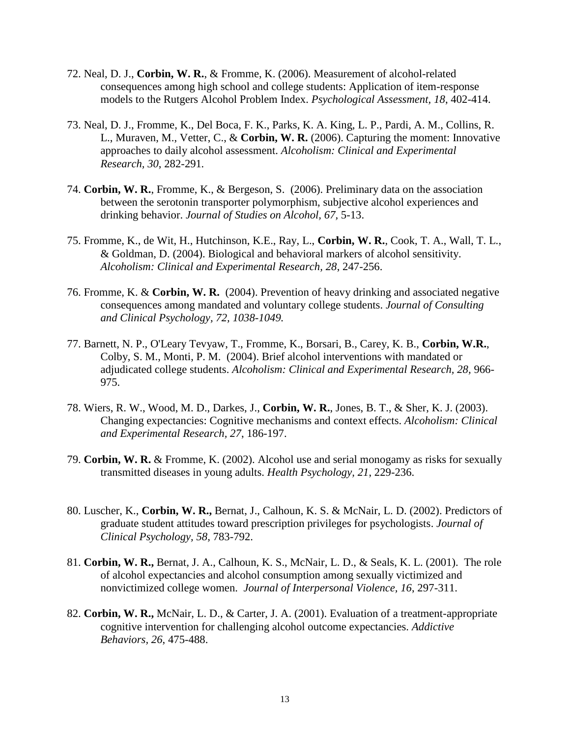72. Neal, D. J., **Corbin, W. R.**, & Fromme, K. (2006). Measurement of alcohol-related consequences among high school and college students: Application of item-response models to the Rutgers Alcohol Problem Index. *Psychological Assessment, 18*, 402-414.

73. Neal, D. J., Fromme, K., Del Boca, F. K., Parks, K. A. King, L. P., Pardi, A. M., Collins, R. L., Muraven, M., Vetter, C., & **Corbin, W. R.** (2006). Capturing the moment: Innovative approaches to daily alcohol assessment. *Alcoholism: Clinical and Experimental Research, 30*, 282-291.

74. **Corbin, W. R.**, Fromme, K., & Bergeson, S. (2006). Preliminary data on the association between the serotonin transporter polymorphism, subjective alcohol experiences and drinking behavior. *Journal of Studies on Alcohol, 67*, 5-13.

75. Fromme, K., de Wit, H., Hutchinson, K.E., Ray, L., **Corbin, W. R.**, Cook, T. A., Wall, T. L., & Goldman, D. (2004). Biological and behavioral markers of alcohol sensitivity. *Alcoholism: Clinical and Experimental Research, 28*, 247-256.

76. Fromme, K. & **Corbin, W. R.** (2004). Prevention of heavy drinking and associated negative consequences among mandated and voluntary college students. *Journal of Consulting and Clinical Psychology, 72, 1038-1049.*

77. Barnett, N. P., O'Leary Tevyaw, T., Fromme, K., Borsari, B., Carey, K. B., **Corbin, W.R.**, Colby, S. M., Monti, P. M. (2004). Brief alcohol interventions with mandated or adjudicated college students. *Alcoholism: Clinical and Experimental Research, 28,* 966-975.

78. Wiers, R. W., Wood, M. D., Darkes, J., **Corbin, W. R.**, Jones, B. T., & Sher, K. J. (2003). Changing expectancies: Cognitive mechanisms and context effects. *Alcoholism: Clinical and Experimental Research, 27*, 186-197.

79. **Corbin, W. R.** & Fromme, K. (2002). Alcohol use and serial monogamy as risks for sexually transmitted diseases in young adults. *Health Psychology, 21*, 229-236.

80. Luscher, K., **Corbin, W. R.,** Bernat, J., Calhoun, K. S. & McNair, L. D. (2002). Predictors of graduate student attitudes toward prescription privileges for psychologists. *Journal of Clinical Psychology, 58,* 783-792.

81. **Corbin, W. R.,** Bernat, J. A., Calhoun, K. S., McNair, L. D., & Seals, K. L. (2001). The role of alcohol expectancies and alcohol consumption among sexually victimized and nonvictimized college women. *Journal of Interpersonal Violence, 16*, 297-311.

82. **Corbin, W. R.,** McNair, L. D., & Carter, J. A. (2001). Evaluation of a treatment-appropriate cognitive intervention for challenging alcohol outcome expectancies. *Addictive Behaviors, 26*, 475-488.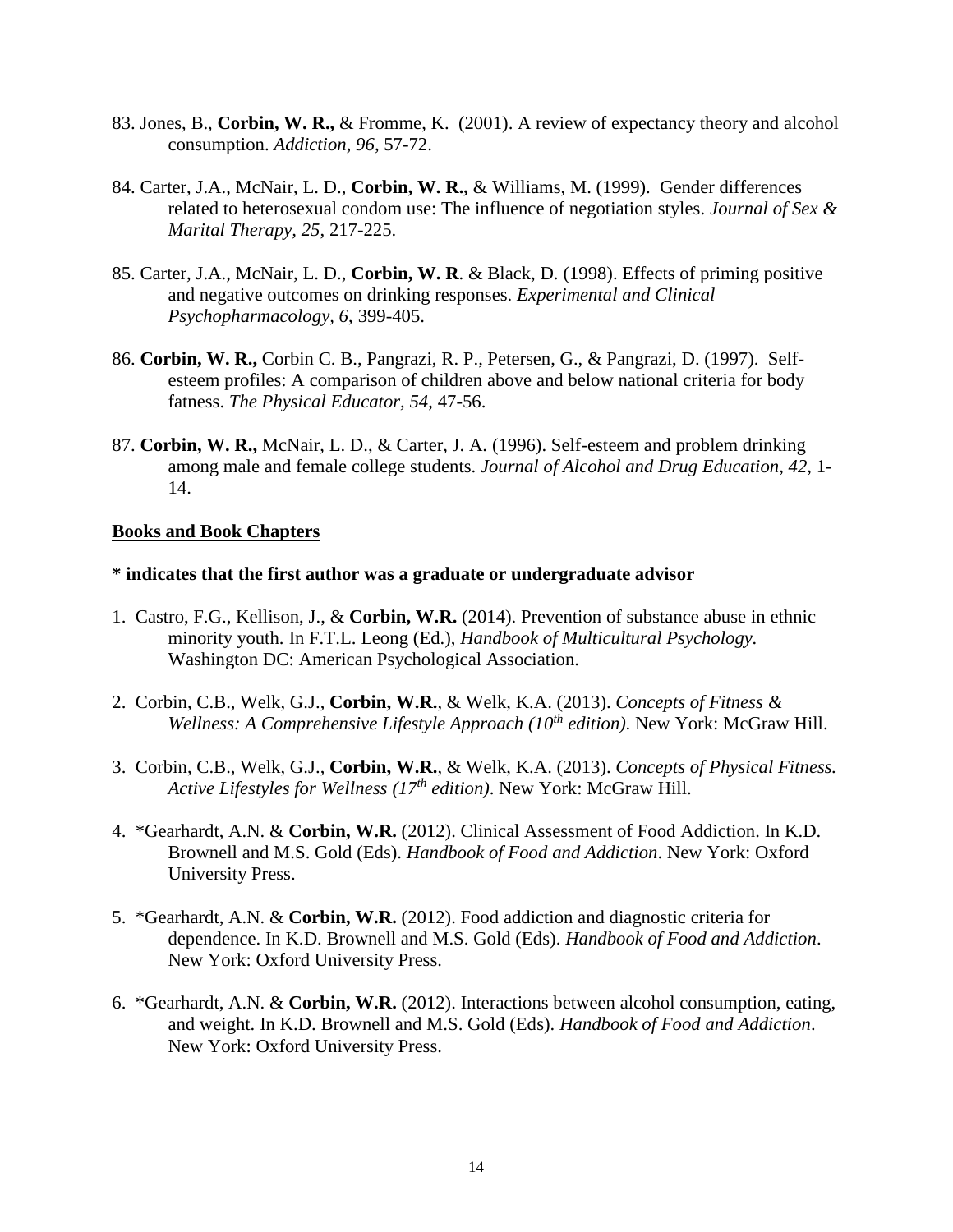83. Jones, B., **Corbin, W. R.,** & Fromme, K. (2001). A review of expectancy theory and alcohol consumption. *Addiction, 96*, 57-72.

84. Carter, J.A., McNair, L. D., **Corbin, W. R.,** & Williams, M. (1999). Gender differences related to heterosexual condom use: The influence of negotiation styles. *Journal of Sex & Marital Therapy, 25,* 217-225.

85. Carter, J.A., McNair, L. D., **Corbin, W. R**. & Black, D. (1998). Effects of priming positive and negative outcomes on drinking responses. *Experimental and Clinical Psychopharmacology, 6*, 399-405.

86. **Corbin, W. R.,** Corbin C. B., Pangrazi, R. P., Petersen, G., & Pangrazi, D. (1997). Self-esteem profiles: A comparison of children above and below national criteria for body fatness. *The Physical Educator, 54,* 47-56.

87. **Corbin, W. R.,** McNair, L. D., & Carter, J. A. (1996). Self-esteem and problem drinking among male and female college students. *Journal of Alcohol and Drug Education, 42*, 1-14.

**Books and Book Chapters**

**\* indicates that the first author was a graduate or undergraduate advisor**

1. Castro, F.G., Kellison, J., & **Corbin, W.R.** (2014). Prevention of substance abuse in ethnic minority youth. In F.T.L. Leong (Ed.), *Handbook of Multicultural Psychology*. Washington DC: American Psychological Association.

2. Corbin, C.B., Welk, G.J., **Corbin, W.R.**, & Welk, K.A. (2013). *Concepts of Fitness & Wellness: A Comprehensive Lifestyle Approach (10th edition)*. New York: McGraw Hill.

3. Corbin, C.B., Welk, G.J., **Corbin, W.R.**, & Welk, K.A. (2013). *Concepts of Physical Fitness. Active Lifestyles for Wellness (17th edition)*. New York: McGraw Hill.

4. *Gearhardt, A.N. & **Corbin, W.R.** (2012). Clinical Assessment of Food Addiction. In K.D. Brownell and M.S. Gold (Eds). *Handbook of Food and Addiction*. New York: Oxford University Press.

5. *Gearhardt, A.N. & **Corbin, W.R.** (2012). Food addiction and diagnostic criteria for dependence. In K.D. Brownell and M.S. Gold (Eds). *Handbook of Food and Addiction*. New York: Oxford University Press.

6. *Gearhardt, A.N. & **Corbin, W.R.** (2012). Interactions between alcohol consumption, eating, and weight. In K.D. Brownell and M.S. Gold (Eds). *Handbook of Food and Addiction*. New York: Oxford University Press.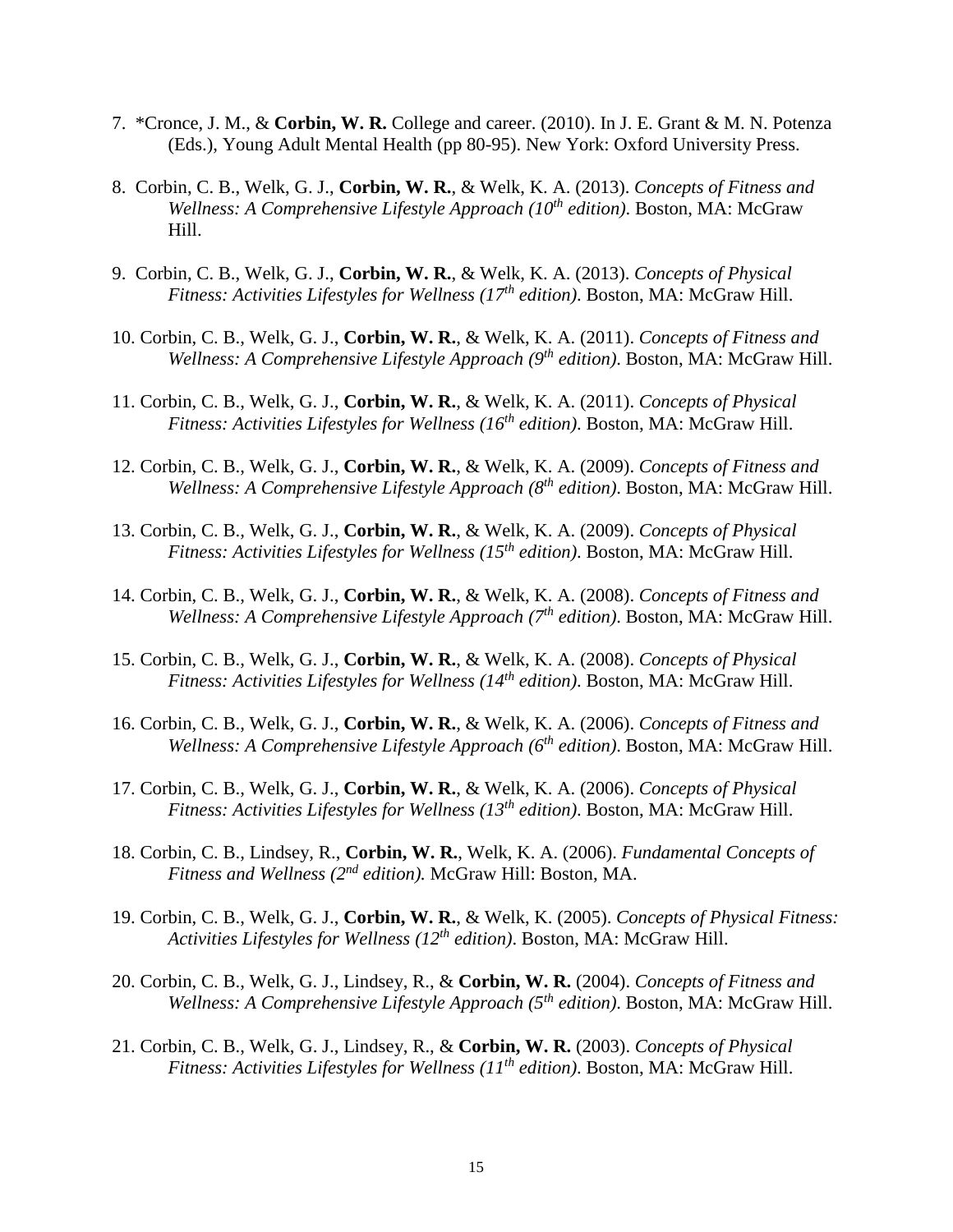7. *Cronce, J. M., & **Corbin, W. R.** College and career. (2010). In J. E. Grant & M. N. Potenza (Eds.), Young Adult Mental Health (pp 80-95). New York: Oxford University Press.

8. Corbin, C. B., Welk, G. J., **Corbin, W. R.**, & Welk, K. A. (2013). *Concepts of Fitness and Wellness: A Comprehensive Lifestyle Approach (10th edition)*. Boston, MA: McGraw Hill.

9. Corbin, C. B., Welk, G. J., **Corbin, W. R.**, & Welk, K. A. (2013). *Concepts of Physical Fitness: Activities Lifestyles for Wellness (17th edition)*. Boston, MA: McGraw Hill.

10. Corbin, C. B., Welk, G. J., **Corbin, W. R.**, & Welk, K. A. (2011). *Concepts of Fitness and Wellness: A Comprehensive Lifestyle Approach (9th edition)*. Boston, MA: McGraw Hill.

11. Corbin, C. B., Welk, G. J., **Corbin, W. R.**, & Welk, K. A. (2011). *Concepts of Physical Fitness: Activities Lifestyles for Wellness (16th edition)*. Boston, MA: McGraw Hill.

12. Corbin, C. B., Welk, G. J., **Corbin, W. R.**, & Welk, K. A. (2009). *Concepts of Fitness and Wellness: A Comprehensive Lifestyle Approach (8th edition)*. Boston, MA: McGraw Hill.

13. Corbin, C. B., Welk, G. J., **Corbin, W. R.**, & Welk, K. A. (2009). *Concepts of Physical Fitness: Activities Lifestyles for Wellness (15th edition)*. Boston, MA: McGraw Hill.

14. Corbin, C. B., Welk, G. J., **Corbin, W. R.**, & Welk, K. A. (2008). *Concepts of Fitness and Wellness: A Comprehensive Lifestyle Approach (7th edition)*. Boston, MA: McGraw Hill.

15. Corbin, C. B., Welk, G. J., **Corbin, W. R.**, & Welk, K. A. (2008). *Concepts of Physical Fitness: Activities Lifestyles for Wellness (14th edition)*. Boston, MA: McGraw Hill.

16. Corbin, C. B., Welk, G. J., **Corbin, W. R.**, & Welk, K. A. (2006). *Concepts of Fitness and Wellness: A Comprehensive Lifestyle Approach (6th edition)*. Boston, MA: McGraw Hill.

17. Corbin, C. B., Welk, G. J., **Corbin, W. R.**, & Welk, K. A. (2006). *Concepts of Physical Fitness: Activities Lifestyles for Wellness (13th edition)*. Boston, MA: McGraw Hill.

18. Corbin, C. B., Lindsey, R., **Corbin, W. R.**, Welk, K. A. (2006). *Fundamental Concepts of Fitness and Wellness (2nd edition).* McGraw Hill: Boston, MA.

19. Corbin, C. B., Welk, G. J., **Corbin, W. R.**, & Welk, K. (2005). *Concepts of Physical Fitness: Activities Lifestyles for Wellness (12th edition)*. Boston, MA: McGraw Hill.

20. Corbin, C. B., Welk, G. J., Lindsey, R., & **Corbin, W. R.** (2004). *Concepts of Fitness and Wellness: A Comprehensive Lifestyle Approach (5th edition)*. Boston, MA: McGraw Hill.

21. Corbin, C. B., Welk, G. J., Lindsey, R., & **Corbin, W. R.** (2003). *Concepts of Physical Fitness: Activities Lifestyles for Wellness (11th edition)*. Boston, MA: McGraw Hill.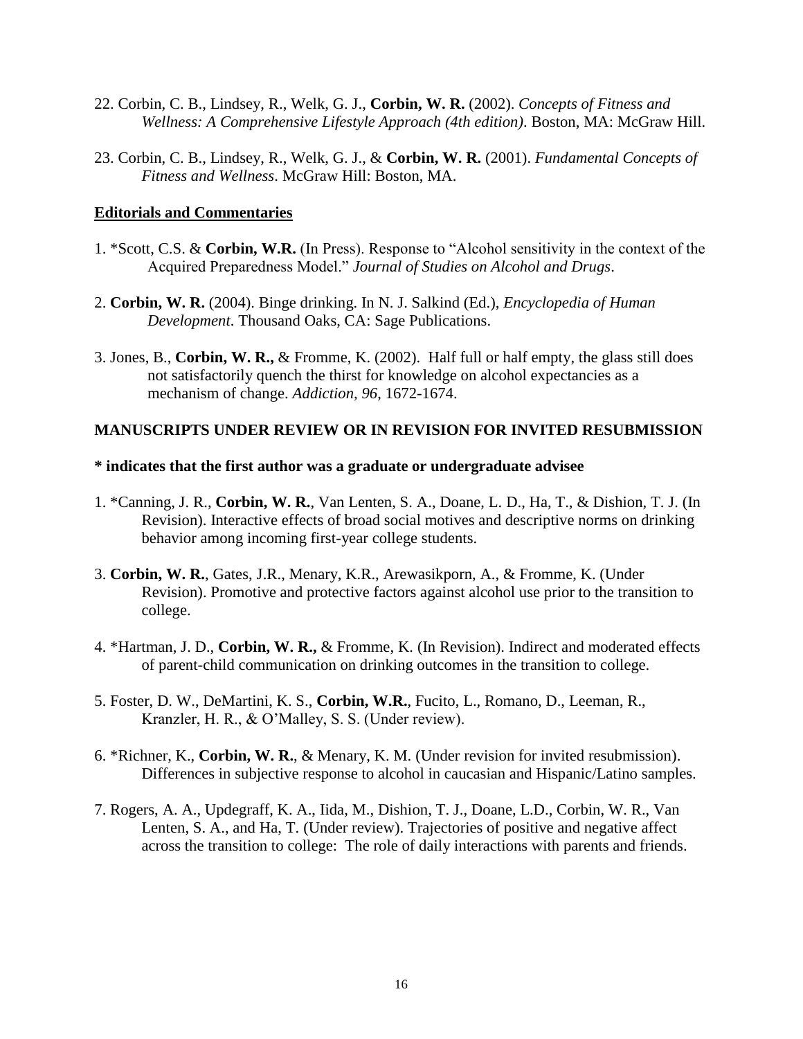22. Corbin, C. B., Lindsey, R., Welk, G. J., **Corbin, W. R.** (2002). *Concepts of Fitness and Wellness: A Comprehensive Lifestyle Approach (4th edition)*. Boston, MA: McGraw Hill.

23. Corbin, C. B., Lindsey, R., Welk, G. J., & **Corbin, W. R.** (2001). *Fundamental Concepts of Fitness and Wellness*. McGraw Hill: Boston, MA.

## Editorials and Commentaries

1. *Scott, C.S. & **Corbin, W.R.** (In Press). Response to "Alcohol sensitivity in the context of the Acquired Preparedness Model." *Journal of Studies on Alcohol and Drugs*.

2. **Corbin, W. R.** (2004). Binge drinking. In N. J. Salkind (Ed.), *Encyclopedia of Human Development*. Thousand Oaks, CA: Sage Publications.

3. Jones, B., **Corbin, W. R.,** & Fromme, K. (2002). Half full or half empty, the glass still does not satisfactorily quench the thirst for knowledge on alcohol expectancies as a mechanism of change. *Addiction, 96*, 1672-1674.

## MANUSCRIPTS UNDER REVIEW OR IN REVISION FOR INVITED RESUBMISSION

**\* indicates that the first author was a graduate or undergraduate advisee**

1. *Canning, J. R., **Corbin, W. R.**, Van Lenten, S. A., Doane, L. D., Ha, T., & Dishion, T. J. (In Revision). Interactive effects of broad social motives and descriptive norms on drinking behavior among incoming first-year college students.

3. **Corbin, W. R.**, Gates, J.R., Menary, K.R., Arewasikporn, A., & Fromme, K. (Under Revision). Promotive and protective factors against alcohol use prior to the transition to college.

4. *Hartman, J. D., **Corbin, W. R.,** & Fromme, K. (In Revision). Indirect and moderated effects of parent-child communication on drinking outcomes in the transition to college.

5. Foster, D. W., DeMartini, K. S., **Corbin, W.R.**, Fucito, L., Romano, D., Leeman, R., Kranzler, H. R., & O'Malley, S. S. (Under review).

6. *Richner, K., **Corbin, W. R.**, & Menary, K. M. (Under revision for invited resubmission). Differences in subjective response to alcohol in caucasian and Hispanic/Latino samples.

7. Rogers, A. A., Updegraff, K. A., Iida, M., Dishion, T. J., Doane, L.D., Corbin, W. R., Van Lenten, S. A., and Ha, T. (Under review). Trajectories of positive and negative affect across the transition to college: The role of daily interactions with parents and friends.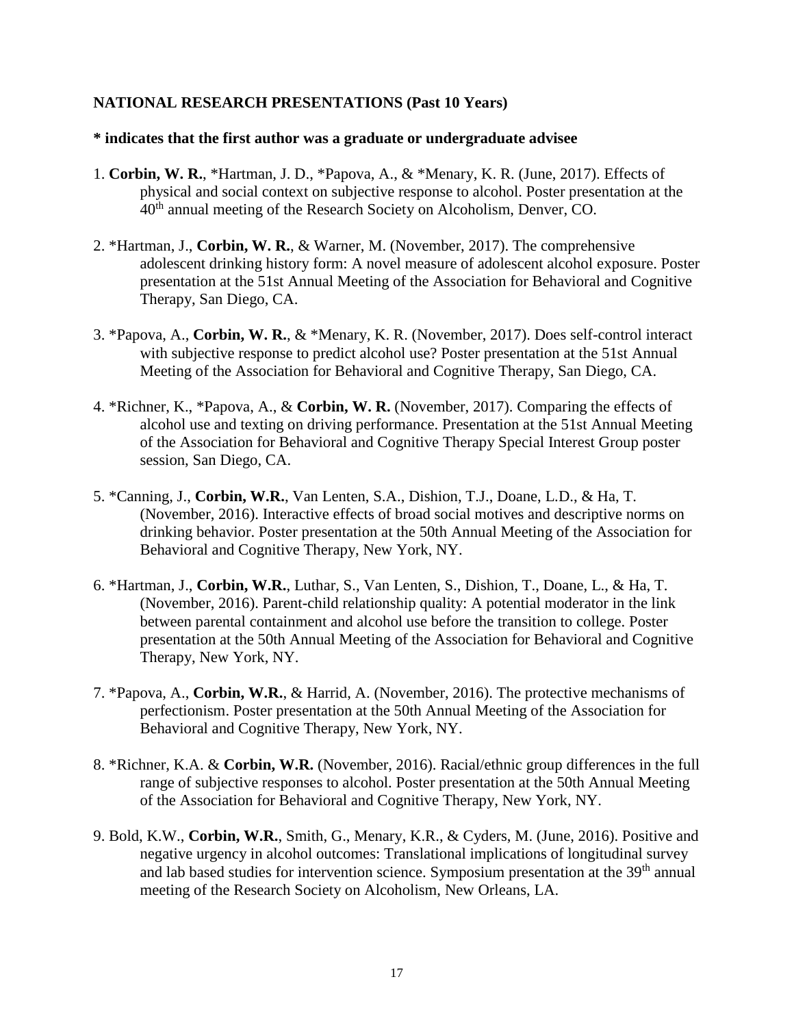**NATIONAL RESEARCH PRESENTATIONS (Past 10 Years)**

**\* indicates that the first author was a graduate or undergraduate advisee**

1. **Corbin, W. R.**, *Hartman, J. D., *Papova, A., & *Menary, K. R. (June, 2017). Effects of physical and social context on subjective response to alcohol. Poster presentation at the 40th annual meeting of the Research Society on Alcoholism, Denver, CO.

2. *Hartman, J., **Corbin, W. R.**, & Warner, M. (November, 2017). The comprehensive adolescent drinking history form: A novel measure of adolescent alcohol exposure. Poster presentation at the 51st Annual Meeting of the Association for Behavioral and Cognitive Therapy, San Diego, CA.

3. *Papova, A., **Corbin, W. R.**, & *Menary, K. R. (November, 2017). Does self-control interact with subjective response to predict alcohol use? Poster presentation at the 51st Annual Meeting of the Association for Behavioral and Cognitive Therapy, San Diego, CA.

4. *Richner, K., *Papova, A., & **Corbin, W. R.** (November, 2017). Comparing the effects of alcohol use and texting on driving performance. Presentation at the 51st Annual Meeting of the Association for Behavioral and Cognitive Therapy Special Interest Group poster session, San Diego, CA.

5. *Canning, J., **Corbin, W.R.**, Van Lenten, S.A., Dishion, T.J., Doane, L.D., & Ha, T. (November, 2016). Interactive effects of broad social motives and descriptive norms on drinking behavior. Poster presentation at the 50th Annual Meeting of the Association for Behavioral and Cognitive Therapy, New York, NY.

6. *Hartman, J., **Corbin, W.R.**, Luthar, S., Van Lenten, S., Dishion, T., Doane, L., & Ha, T. (November, 2016). Parent-child relationship quality: A potential moderator in the link between parental containment and alcohol use before the transition to college. Poster presentation at the 50th Annual Meeting of the Association for Behavioral and Cognitive Therapy, New York, NY.

7. *Papova, A., **Corbin, W.R.**, & Harrid, A. (November, 2016). The protective mechanisms of perfectionism. Poster presentation at the 50th Annual Meeting of the Association for Behavioral and Cognitive Therapy, New York, NY.

8. *Richner, K.A. & **Corbin, W.R.** (November, 2016). Racial/ethnic group differences in the full range of subjective responses to alcohol. Poster presentation at the 50th Annual Meeting of the Association for Behavioral and Cognitive Therapy, New York, NY.

9. Bold, K.W., **Corbin, W.R.**, Smith, G., Menary, K.R., & Cyders, M. (June, 2016). Positive and negative urgency in alcohol outcomes: Translational implications of longitudinal survey and lab based studies for intervention science. Symposium presentation at the 39th annual meeting of the Research Society on Alcoholism, New Orleans, LA.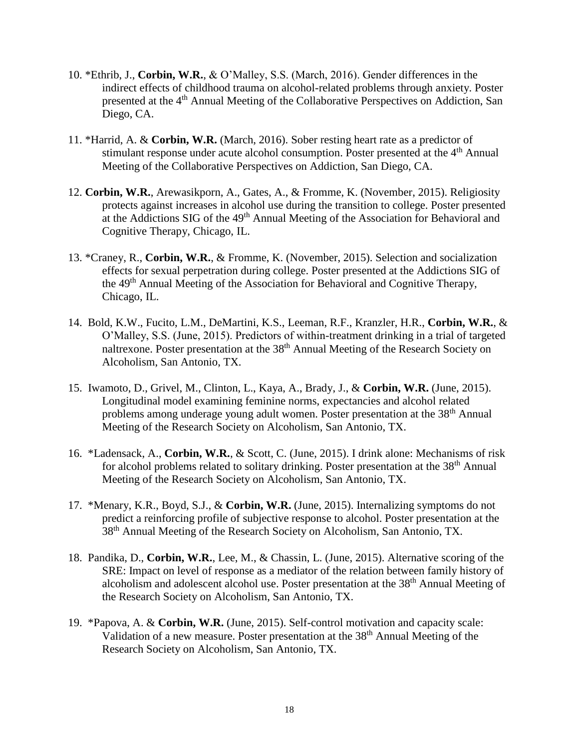10. *Ethrib, J., **Corbin, W.R.**, & O'Malley, S.S. (March, 2016). Gender differences in the indirect effects of childhood trauma on alcohol-related problems through anxiety. Poster presented at the 4th Annual Meeting of the Collaborative Perspectives on Addiction, San Diego, CA.

11. *Harrid, A. & **Corbin, W.R.** (March, 2016). Sober resting heart rate as a predictor of stimulant response under acute alcohol consumption. Poster presented at the 4th Annual Meeting of the Collaborative Perspectives on Addiction, San Diego, CA.

12. **Corbin, W.R.**, Arewasikporn, A., Gates, A., & Fromme, K. (November, 2015). Religiosity protects against increases in alcohol use during the transition to college. Poster presented at the Addictions SIG of the 49th Annual Meeting of the Association for Behavioral and Cognitive Therapy, Chicago, IL.

13. *Craney, R., **Corbin, W.R.**, & Fromme, K. (November, 2015). Selection and socialization effects for sexual perpetration during college. Poster presented at the Addictions SIG of the 49th Annual Meeting of the Association for Behavioral and Cognitive Therapy, Chicago, IL.

14. Bold, K.W., Fucito, L.M., DeMartini, K.S., Leeman, R.F., Kranzler, H.R., **Corbin, W.R.**, & O'Malley, S.S. (June, 2015). Predictors of within-treatment drinking in a trial of targeted naltrexone. Poster presentation at the 38th Annual Meeting of the Research Society on Alcoholism, San Antonio, TX.

15. Iwamoto, D., Grivel, M., Clinton, L., Kaya, A., Brady, J., & **Corbin, W.R.** (June, 2015). Longitudinal model examining feminine norms, expectancies and alcohol related problems among underage young adult women. Poster presentation at the 38th Annual Meeting of the Research Society on Alcoholism, San Antonio, TX.

16. *Ladensack, A., **Corbin, W.R.**, & Scott, C. (June, 2015). I drink alone: Mechanisms of risk for alcohol problems related to solitary drinking. Poster presentation at the 38th Annual Meeting of the Research Society on Alcoholism, San Antonio, TX.

17. *Menary, K.R., Boyd, S.J., & **Corbin, W.R.** (June, 2015). Internalizing symptoms do not predict a reinforcing profile of subjective response to alcohol. Poster presentation at the 38th Annual Meeting of the Research Society on Alcoholism, San Antonio, TX.

18. Pandika, D., **Corbin, W.R.**, Lee, M., & Chassin, L. (June, 2015). Alternative scoring of the SRE: Impact on level of response as a mediator of the relation between family history of alcoholism and adolescent alcohol use. Poster presentation at the 38th Annual Meeting of the Research Society on Alcoholism, San Antonio, TX.

19. *Papova, A. & **Corbin, W.R.** (June, 2015). Self-control motivation and capacity scale: Validation of a new measure. Poster presentation at the 38th Annual Meeting of the Research Society on Alcoholism, San Antonio, TX.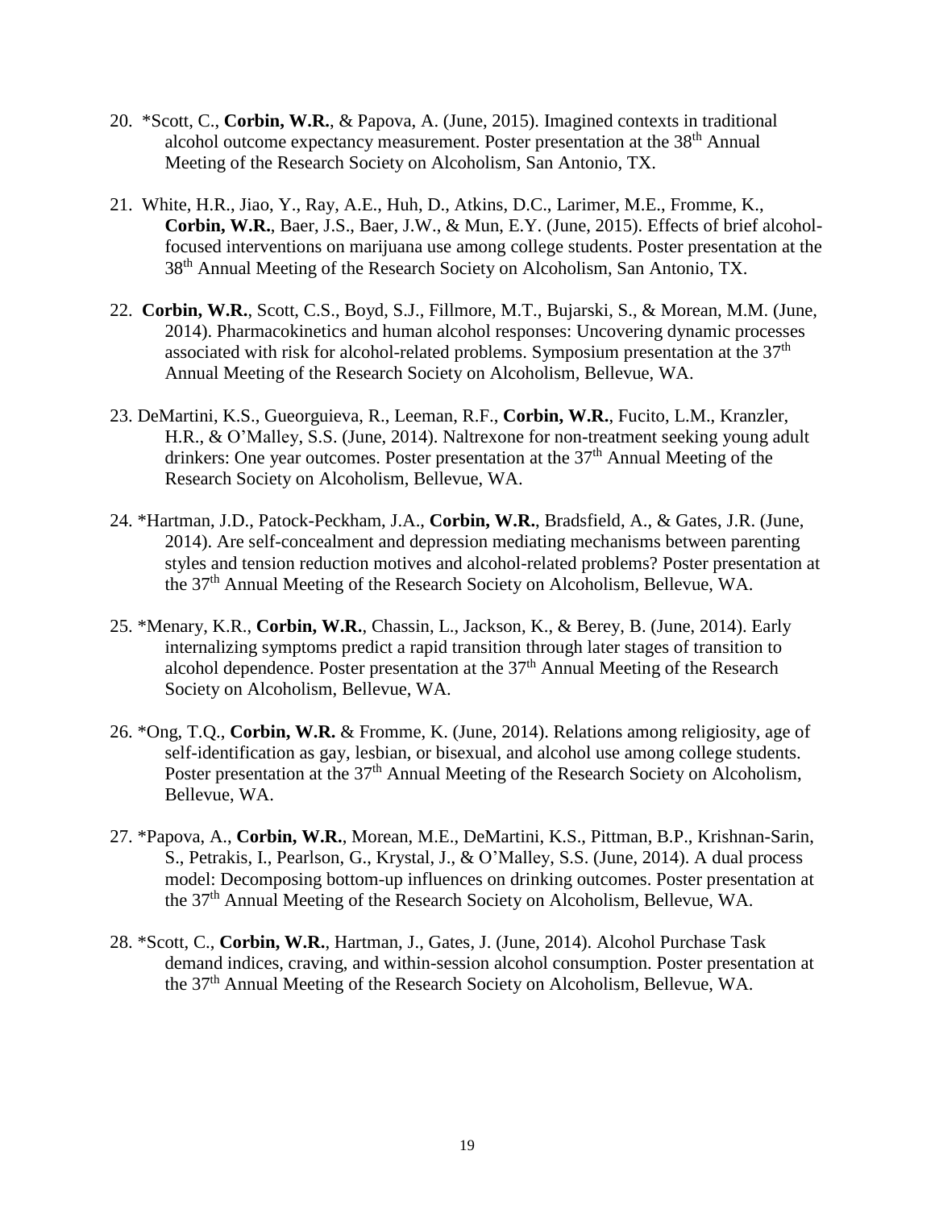20. *Scott, C., **Corbin, W.R.**, & Papova, A. (June, 2015). Imagined contexts in traditional alcohol outcome expectancy measurement. Poster presentation at the 38th Annual Meeting of the Research Society on Alcoholism, San Antonio, TX.

21. White, H.R., Jiao, Y., Ray, A.E., Huh, D., Atkins, D.C., Larimer, M.E., Fromme, K., **Corbin, W.R.**, Baer, J.S., Baer, J.W., & Mun, E.Y. (June, 2015). Effects of brief alcohol-focused interventions on marijuana use among college students. Poster presentation at the 38th Annual Meeting of the Research Society on Alcoholism, San Antonio, TX.

22. **Corbin, W.R.**, Scott, C.S., Boyd, S.J., Fillmore, M.T., Bujarski, S., & Morean, M.M. (June, 2014). Pharmacokinetics and human alcohol responses: Uncovering dynamic processes associated with risk for alcohol-related problems. Symposium presentation at the 37th Annual Meeting of the Research Society on Alcoholism, Bellevue, WA.

23. DeMartini, K.S., Gueorguieva, R., Leeman, R.F., **Corbin, W.R.**, Fucito, L.M., Kranzler, H.R., & O'Malley, S.S. (June, 2014). Naltrexone for non-treatment seeking young adult drinkers: One year outcomes. Poster presentation at the 37th Annual Meeting of the Research Society on Alcoholism, Bellevue, WA.

24. *Hartman, J.D., Patock-Peckham, J.A., **Corbin, W.R.**, Bradsfield, A., & Gates, J.R. (June, 2014). Are self-concealment and depression mediating mechanisms between parenting styles and tension reduction motives and alcohol-related problems? Poster presentation at the 37th Annual Meeting of the Research Society on Alcoholism, Bellevue, WA.

25. *Menary, K.R., **Corbin, W.R.**, Chassin, L., Jackson, K., & Berey, B. (June, 2014). Early internalizing symptoms predict a rapid transition through later stages of transition to alcohol dependence. Poster presentation at the 37th Annual Meeting of the Research Society on Alcoholism, Bellevue, WA.

26. *Ong, T.Q., **Corbin, W.R.** & Fromme, K. (June, 2014). Relations among religiosity, age of self-identification as gay, lesbian, or bisexual, and alcohol use among college students. Poster presentation at the 37th Annual Meeting of the Research Society on Alcoholism, Bellevue, WA.

27. *Papova, A., **Corbin, W.R.**, Morean, M.E., DeMartini, K.S., Pittman, B.P., Krishnan-Sarin, S., Petrakis, I., Pearlson, G., Krystal, J., & O'Malley, S.S. (June, 2014). A dual process model: Decomposing bottom-up influences on drinking outcomes. Poster presentation at the 37th Annual Meeting of the Research Society on Alcoholism, Bellevue, WA.

28. *Scott, C., **Corbin, W.R.**, Hartman, J., Gates, J. (June, 2014). Alcohol Purchase Task demand indices, craving, and within-session alcohol consumption. Poster presentation at the 37th Annual Meeting of the Research Society on Alcoholism, Bellevue, WA.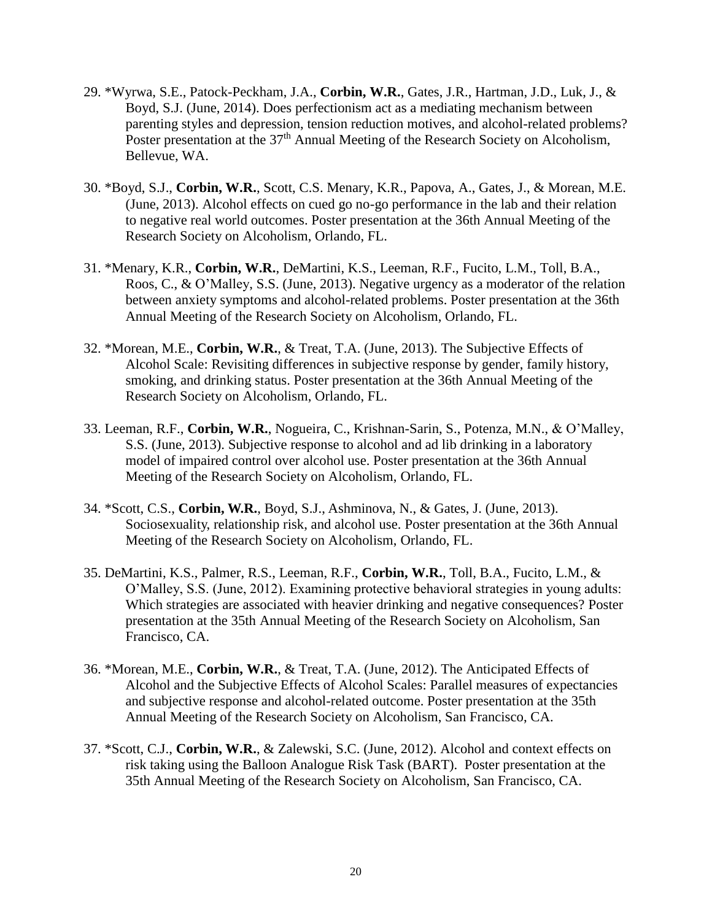29. *Wyrwa, S.E., Patock-Peckham, J.A., **Corbin, W.R.**, Gates, J.R., Hartman, J.D., Luk, J., & Boyd, S.J. (June, 2014). Does perfectionism act as a mediating mechanism between parenting styles and depression, tension reduction motives, and alcohol-related problems? Poster presentation at the 37th Annual Meeting of the Research Society on Alcoholism, Bellevue, WA.

30. *Boyd, S.J., **Corbin, W.R.**, Scott, C.S. Menary, K.R., Papova, A., Gates, J., & Morean, M.E. (June, 2013). Alcohol effects on cued go no-go performance in the lab and their relation to negative real world outcomes. Poster presentation at the 36th Annual Meeting of the Research Society on Alcoholism, Orlando, FL.

31. *Menary, K.R., **Corbin, W.R.**, DeMartini, K.S., Leeman, R.F., Fucito, L.M., Toll, B.A., Roos, C., & O'Malley, S.S. (June, 2013). Negative urgency as a moderator of the relation between anxiety symptoms and alcohol-related problems. Poster presentation at the 36th Annual Meeting of the Research Society on Alcoholism, Orlando, FL.

32. *Morean, M.E., **Corbin, W.R.**, & Treat, T.A. (June, 2013). The Subjective Effects of Alcohol Scale: Revisiting differences in subjective response by gender, family history, smoking, and drinking status. Poster presentation at the 36th Annual Meeting of the Research Society on Alcoholism, Orlando, FL.

33. Leeman, R.F., **Corbin, W.R.**, Nogueira, C., Krishnan-Sarin, S., Potenza, M.N., & O'Malley, S.S. (June, 2013). Subjective response to alcohol and ad lib drinking in a laboratory model of impaired control over alcohol use. Poster presentation at the 36th Annual Meeting of the Research Society on Alcoholism, Orlando, FL.

34. *Scott, C.S., **Corbin, W.R.**, Boyd, S.J., Ashminova, N., & Gates, J. (June, 2013). Sociosexuality, relationship risk, and alcohol use. Poster presentation at the 36th Annual Meeting of the Research Society on Alcoholism, Orlando, FL.

35. DeMartini, K.S., Palmer, R.S., Leeman, R.F., **Corbin, W.R.**, Toll, B.A., Fucito, L.M., & O'Malley, S.S. (June, 2012). Examining protective behavioral strategies in young adults: Which strategies are associated with heavier drinking and negative consequences? Poster presentation at the 35th Annual Meeting of the Research Society on Alcoholism, San Francisco, CA.

36. *Morean, M.E., **Corbin, W.R.**, & Treat, T.A. (June, 2012). The Anticipated Effects of Alcohol and the Subjective Effects of Alcohol Scales: Parallel measures of expectancies and subjective response and alcohol-related outcome. Poster presentation at the 35th Annual Meeting of the Research Society on Alcoholism, San Francisco, CA.

37. *Scott, C.J., **Corbin, W.R.**, & Zalewski, S.C. (June, 2012). Alcohol and context effects on risk taking using the Balloon Analogue Risk Task (BART). Poster presentation at the 35th Annual Meeting of the Research Society on Alcoholism, San Francisco, CA.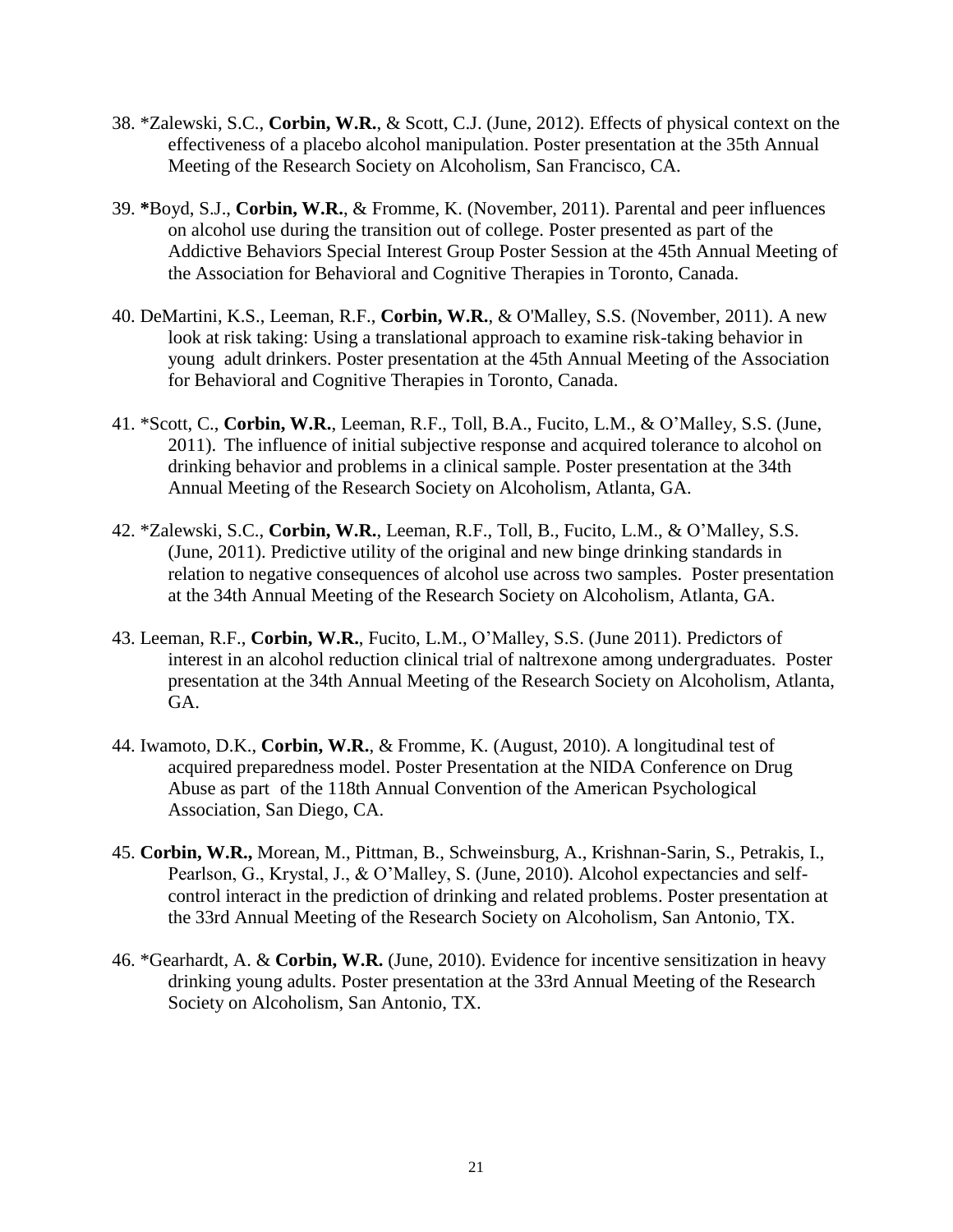38. *Zalewski, S.C., **Corbin, W.R.**, & Scott, C.J. (June, 2012). Effects of physical context on the effectiveness of a placebo alcohol manipulation. Poster presentation at the 35th Annual Meeting of the Research Society on Alcoholism, San Francisco, CA.

39. *Boyd, S.J., **Corbin, W.R.**, & Fromme, K. (November, 2011). Parental and peer influences on alcohol use during the transition out of college. Poster presented as part of the Addictive Behaviors Special Interest Group Poster Session at the 45th Annual Meeting of the Association for Behavioral and Cognitive Therapies in Toronto, Canada.

40. DeMartini, K.S., Leeman, R.F., **Corbin, W.R.**, & O'Malley, S.S. (November, 2011). A new look at risk taking: Using a translational approach to examine risk-taking behavior in young adult drinkers. Poster presentation at the 45th Annual Meeting of the Association for Behavioral and Cognitive Therapies in Toronto, Canada.

41. *Scott, C., **Corbin, W.R.**, Leeman, R.F., Toll, B.A., Fucito, L.M., & O'Malley, S.S. (June, 2011). The influence of initial subjective response and acquired tolerance to alcohol on drinking behavior and problems in a clinical sample. Poster presentation at the 34th Annual Meeting of the Research Society on Alcoholism, Atlanta, GA.

42. *Zalewski, S.C., **Corbin, W.R.**, Leeman, R.F., Toll, B., Fucito, L.M., & O'Malley, S.S. (June, 2011). Predictive utility of the original and new binge drinking standards in relation to negative consequences of alcohol use across two samples. Poster presentation at the 34th Annual Meeting of the Research Society on Alcoholism, Atlanta, GA.

43. Leeman, R.F., **Corbin, W.R.**, Fucito, L.M., O'Malley, S.S. (June 2011). Predictors of interest in an alcohol reduction clinical trial of naltrexone among undergraduates. Poster presentation at the 34th Annual Meeting of the Research Society on Alcoholism, Atlanta, GA.

44. Iwamoto, D.K., **Corbin, W.R.**, & Fromme, K. (August, 2010). A longitudinal test of acquired preparedness model. Poster Presentation at the NIDA Conference on Drug Abuse as part of the 118th Annual Convention of the American Psychological Association, San Diego, CA.

45. **Corbin, W.R.,** Morean, M., Pittman, B., Schweinsburg, A., Krishnan-Sarin, S., Petrakis, I., Pearlson, G., Krystal, J., & O'Malley, S. (June, 2010). Alcohol expectancies and self-control interact in the prediction of drinking and related problems. Poster presentation at the 33rd Annual Meeting of the Research Society on Alcoholism, San Antonio, TX.

46. *Gearhardt, A. & **Corbin, W.R.** (June, 2010). Evidence for incentive sensitization in heavy drinking young adults. Poster presentation at the 33rd Annual Meeting of the Research Society on Alcoholism, San Antonio, TX.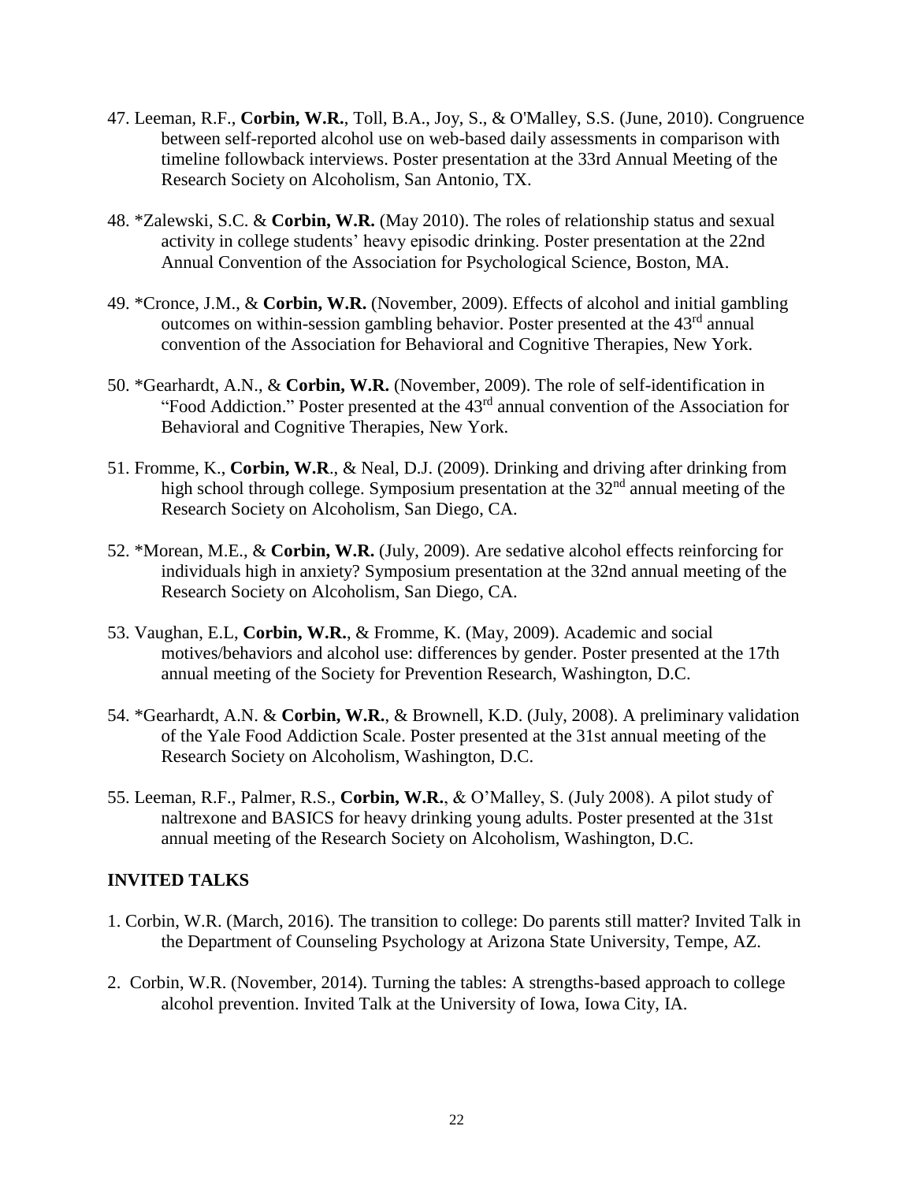47. Leeman, R.F., **Corbin, W.R.**, Toll, B.A., Joy, S., & O'Malley, S.S. (June, 2010). Congruence between self-reported alcohol use on web-based daily assessments in comparison with timeline followback interviews. Poster presentation at the 33rd Annual Meeting of the Research Society on Alcoholism, San Antonio, TX.

48. *Zalewski, S.C. & **Corbin, W.R.** (May 2010). The roles of relationship status and sexual activity in college students' heavy episodic drinking. Poster presentation at the 22nd Annual Convention of the Association for Psychological Science, Boston, MA.

49. *Cronce, J.M., & **Corbin, W.R.** (November, 2009). Effects of alcohol and initial gambling outcomes on within-session gambling behavior. Poster presented at the 43rd annual convention of the Association for Behavioral and Cognitive Therapies, New York.

50. *Gearhardt, A.N., & **Corbin, W.R.** (November, 2009). The role of self-identification in "Food Addiction." Poster presented at the 43rd annual convention of the Association for Behavioral and Cognitive Therapies, New York.

51. Fromme, K., **Corbin, W.R**., & Neal, D.J. (2009). Drinking and driving after drinking from high school through college. Symposium presentation at the 32nd annual meeting of the Research Society on Alcoholism, San Diego, CA.

52. *Morean, M.E., & **Corbin, W.R.** (July, 2009). Are sedative alcohol effects reinforcing for individuals high in anxiety? Symposium presentation at the 32nd annual meeting of the Research Society on Alcoholism, San Diego, CA.

53. Vaughan, E.L, **Corbin, W.R.**, & Fromme, K. (May, 2009). Academic and social motives/behaviors and alcohol use: differences by gender. Poster presented at the 17th annual meeting of the Society for Prevention Research, Washington, D.C.

54. *Gearhardt, A.N. & **Corbin, W.R.**, & Brownell, K.D. (July, 2008). A preliminary validation of the Yale Food Addiction Scale. Poster presented at the 31st annual meeting of the Research Society on Alcoholism, Washington, D.C.

55. Leeman, R.F., Palmer, R.S., **Corbin, W.R.**, & O'Malley, S. (July 2008). A pilot study of naltrexone and BASICS for heavy drinking young adults. Poster presented at the 31st annual meeting of the Research Society on Alcoholism, Washington, D.C.

## INVITED TALKS

1. Corbin, W.R. (March, 2016). The transition to college: Do parents still matter? Invited Talk in the Department of Counseling Psychology at Arizona State University, Tempe, AZ.

2. Corbin, W.R. (November, 2014). Turning the tables: A strengths-based approach to college alcohol prevention. Invited Talk at the University of Iowa, Iowa City, IA.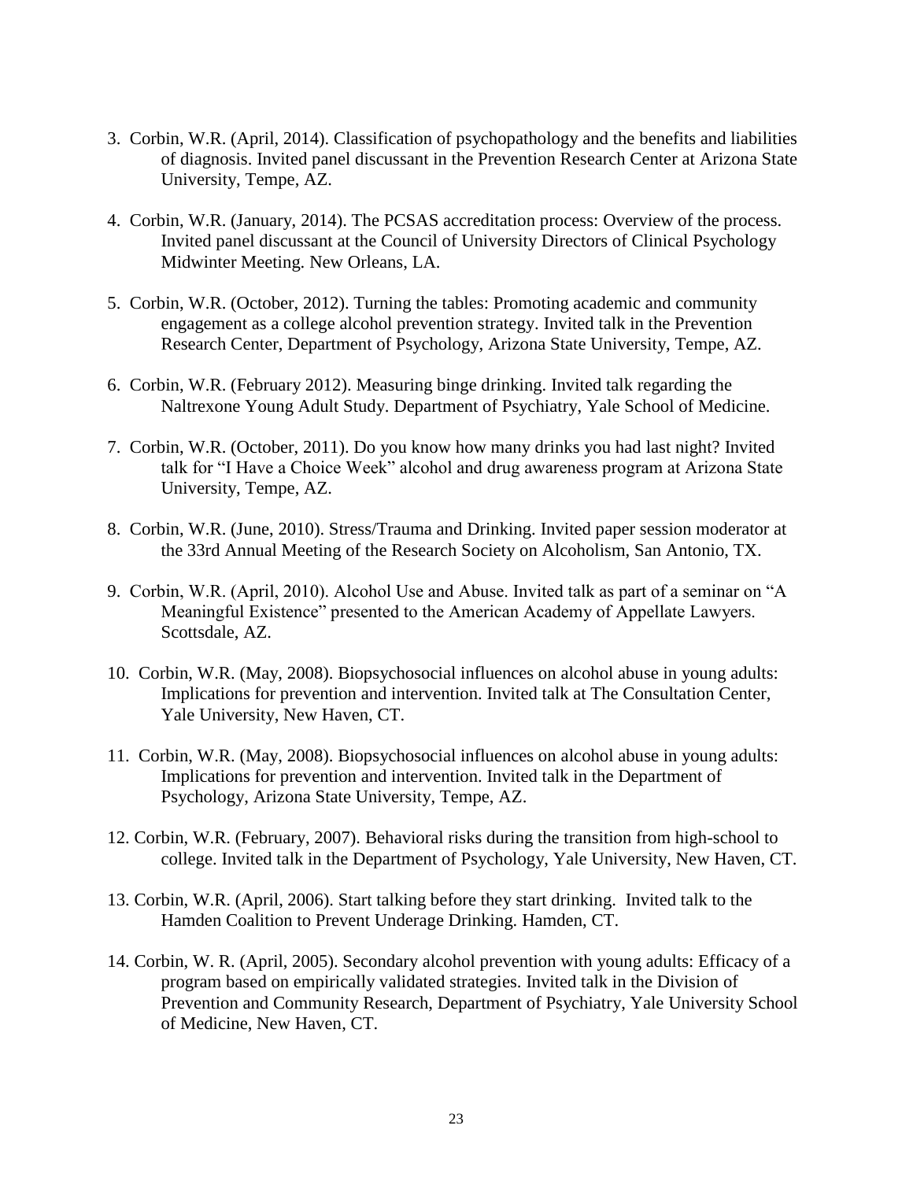3. Corbin, W.R. (April, 2014). Classification of psychopathology and the benefits and liabilities of diagnosis. Invited panel discussant in the Prevention Research Center at Arizona State University, Tempe, AZ.

4. Corbin, W.R. (January, 2014). The PCSAS accreditation process: Overview of the process. Invited panel discussant at the Council of University Directors of Clinical Psychology Midwinter Meeting. New Orleans, LA.

5. Corbin, W.R. (October, 2012). Turning the tables: Promoting academic and community engagement as a college alcohol prevention strategy. Invited talk in the Prevention Research Center, Department of Psychology, Arizona State University, Tempe, AZ.

6. Corbin, W.R. (February 2012). Measuring binge drinking. Invited talk regarding the Naltrexone Young Adult Study. Department of Psychiatry, Yale School of Medicine.

7. Corbin, W.R. (October, 2011). Do you know how many drinks you had last night? Invited talk for "I Have a Choice Week" alcohol and drug awareness program at Arizona State University, Tempe, AZ.

8. Corbin, W.R. (June, 2010). Stress/Trauma and Drinking. Invited paper session moderator at the 33rd Annual Meeting of the Research Society on Alcoholism, San Antonio, TX.

9. Corbin, W.R. (April, 2010). Alcohol Use and Abuse. Invited talk as part of a seminar on "A Meaningful Existence" presented to the American Academy of Appellate Lawyers. Scottsdale, AZ.

10. Corbin, W.R. (May, 2008). Biopsychosocial influences on alcohol abuse in young adults: Implications for prevention and intervention. Invited talk at The Consultation Center, Yale University, New Haven, CT.

11. Corbin, W.R. (May, 2008). Biopsychosocial influences on alcohol abuse in young adults: Implications for prevention and intervention. Invited talk in the Department of Psychology, Arizona State University, Tempe, AZ.

12. Corbin, W.R. (February, 2007). Behavioral risks during the transition from high-school to college. Invited talk in the Department of Psychology, Yale University, New Haven, CT.

13. Corbin, W.R. (April, 2006). Start talking before they start drinking. Invited talk to the Hamden Coalition to Prevent Underage Drinking. Hamden, CT.

14. Corbin, W. R. (April, 2005). Secondary alcohol prevention with young adults: Efficacy of a program based on empirically validated strategies. Invited talk in the Division of Prevention and Community Research, Department of Psychiatry, Yale University School of Medicine, New Haven, CT.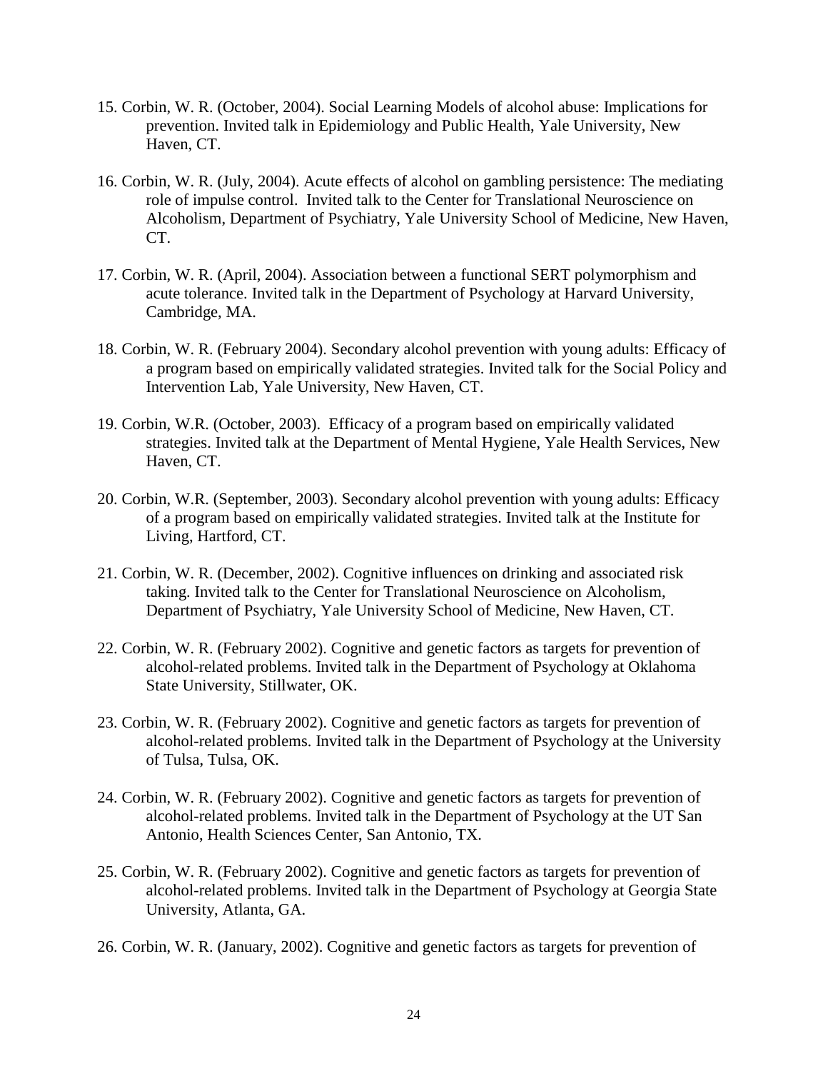15. Corbin, W. R. (October, 2004). Social Learning Models of alcohol abuse: Implications for prevention. Invited talk in Epidemiology and Public Health, Yale University, New Haven, CT.

16. Corbin, W. R. (July, 2004). Acute effects of alcohol on gambling persistence: The mediating role of impulse control. Invited talk to the Center for Translational Neuroscience on Alcoholism, Department of Psychiatry, Yale University School of Medicine, New Haven, CT.

17. Corbin, W. R. (April, 2004). Association between a functional SERT polymorphism and acute tolerance. Invited talk in the Department of Psychology at Harvard University, Cambridge, MA.

18. Corbin, W. R. (February 2004). Secondary alcohol prevention with young adults: Efficacy of a program based on empirically validated strategies. Invited talk for the Social Policy and Intervention Lab, Yale University, New Haven, CT.

19. Corbin, W.R. (October, 2003). Efficacy of a program based on empirically validated strategies. Invited talk at the Department of Mental Hygiene, Yale Health Services, New Haven, CT.

20. Corbin, W.R. (September, 2003). Secondary alcohol prevention with young adults: Efficacy of a program based on empirically validated strategies. Invited talk at the Institute for Living, Hartford, CT.

21. Corbin, W. R. (December, 2002). Cognitive influences on drinking and associated risk taking. Invited talk to the Center for Translational Neuroscience on Alcoholism, Department of Psychiatry, Yale University School of Medicine, New Haven, CT.

22. Corbin, W. R. (February 2002). Cognitive and genetic factors as targets for prevention of alcohol-related problems. Invited talk in the Department of Psychology at Oklahoma State University, Stillwater, OK.

23. Corbin, W. R. (February 2002). Cognitive and genetic factors as targets for prevention of alcohol-related problems. Invited talk in the Department of Psychology at the University of Tulsa, Tulsa, OK.

24. Corbin, W. R. (February 2002). Cognitive and genetic factors as targets for prevention of alcohol-related problems. Invited talk in the Department of Psychology at the UT San Antonio, Health Sciences Center, San Antonio, TX.

25. Corbin, W. R. (February 2002). Cognitive and genetic factors as targets for prevention of alcohol-related problems. Invited talk in the Department of Psychology at Georgia State University, Atlanta, GA.

26. Corbin, W. R. (January, 2002). Cognitive and genetic factors as targets for prevention of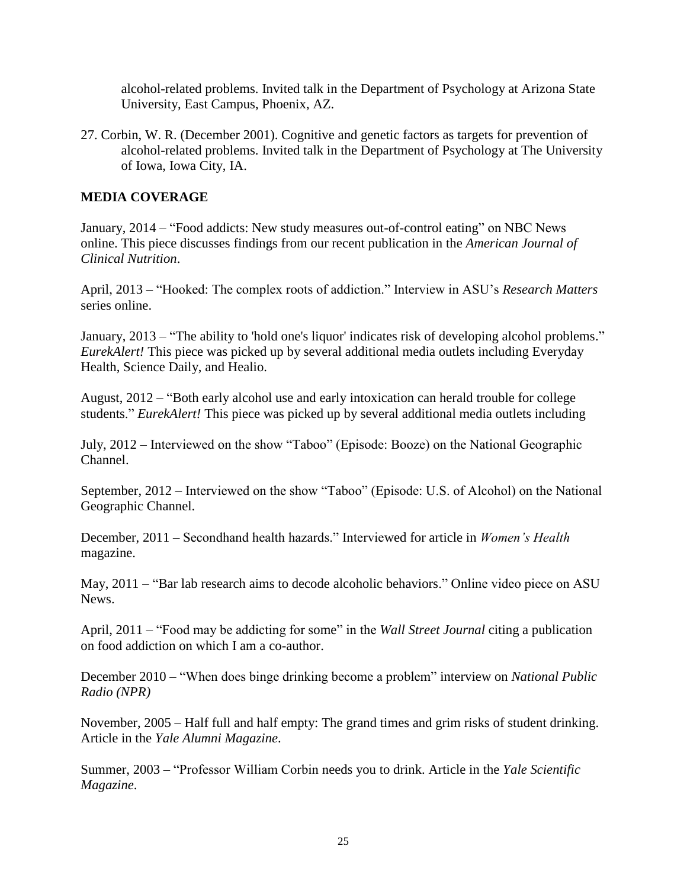alcohol-related problems. Invited talk in the Department of Psychology at Arizona State University, East Campus, Phoenix, AZ.

27. Corbin, W. R. (December 2001). Cognitive and genetic factors as targets for prevention of alcohol-related problems. Invited talk in the Department of Psychology at The University of Iowa, Iowa City, IA.

## MEDIA COVERAGE

January, 2014 – "Food addicts: New study measures out-of-control eating" on NBC News online. This piece discusses findings from our recent publication in the *American Journal of Clinical Nutrition*.

April, 2013 – "Hooked: The complex roots of addiction." Interview in ASU's *Research Matters* series online.

January, 2013 – "The ability to 'hold one's liquor' indicates risk of developing alcohol problems." *EurekAlert!* This piece was picked up by several additional media outlets including Everyday Health, Science Daily, and Healio.

August, 2012 – "Both early alcohol use and early intoxication can herald trouble for college students." *EurekAlert!* This piece was picked up by several additional media outlets including

July, 2012 – Interviewed on the show "Taboo" (Episode: Booze) on the National Geographic Channel.

September, 2012 – Interviewed on the show "Taboo" (Episode: U.S. of Alcohol) on the National Geographic Channel.

December, 2011 – Secondhand health hazards." Interviewed for article in *Women's Health* magazine.

May, 2011 – "Bar lab research aims to decode alcoholic behaviors." Online video piece on ASU News.

April, 2011 – "Food may be addicting for some" in the *Wall Street Journal* citing a publication on food addiction on which I am a co-author.

December 2010 – "When does binge drinking become a problem" interview on *National Public Radio (NPR)*

November, 2005 – Half full and half empty: The grand times and grim risks of student drinking. Article in the *Yale Alumni Magazine*.

Summer, 2003 – "Professor William Corbin needs you to drink. Article in the *Yale Scientific Magazine*.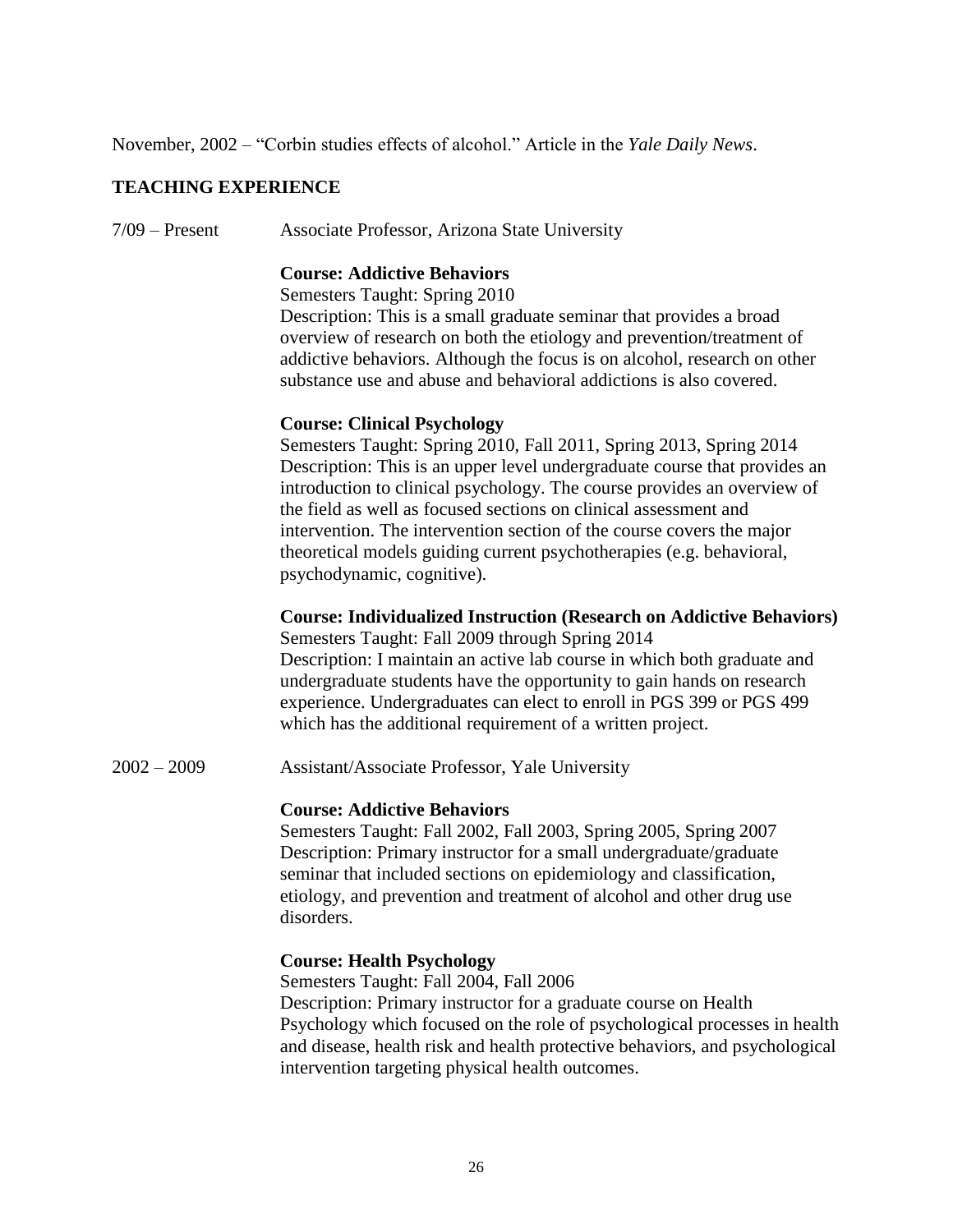November, 2002 – "Corbin studies effects of alcohol." Article in the *Yale Daily News*.

## TEACHING EXPERIENCE

7/09 – Present    Associate Professor, Arizona State University

**Course: Addictive Behaviors**
Semesters Taught: Spring 2010
Description: This is a small graduate seminar that provides a broad overview of research on both the etiology and prevention/treatment of addictive behaviors. Although the focus is on alcohol, research on other substance use and abuse and behavioral addictions is also covered.

**Course: Clinical Psychology**
Semesters Taught: Spring 2010, Fall 2011, Spring 2013, Spring 2014
Description: This is an upper level undergraduate course that provides an introduction to clinical psychology. The course provides an overview of the field as well as focused sections on clinical assessment and intervention. The intervention section of the course covers the major theoretical models guiding current psychotherapies (e.g. behavioral, psychodynamic, cognitive).

**Course: Individualized Instruction (Research on Addictive Behaviors)**
Semesters Taught: Fall 2009 through Spring 2014
Description: I maintain an active lab course in which both graduate and undergraduate students have the opportunity to gain hands on research experience. Undergraduates can elect to enroll in PGS 399 or PGS 499 which has the additional requirement of a written project.

2002 – 2009    Assistant/Associate Professor, Yale University

**Course: Addictive Behaviors**
Semesters Taught: Fall 2002, Fall 2003, Spring 2005, Spring 2007
Description: Primary instructor for a small undergraduate/graduate seminar that included sections on epidemiology and classification, etiology, and prevention and treatment of alcohol and other drug use disorders.

**Course: Health Psychology**
Semesters Taught: Fall 2004, Fall 2006
Description: Primary instructor for a graduate course on Health Psychology which focused on the role of psychological processes in health and disease, health risk and health protective behaviors, and psychological intervention targeting physical health outcomes.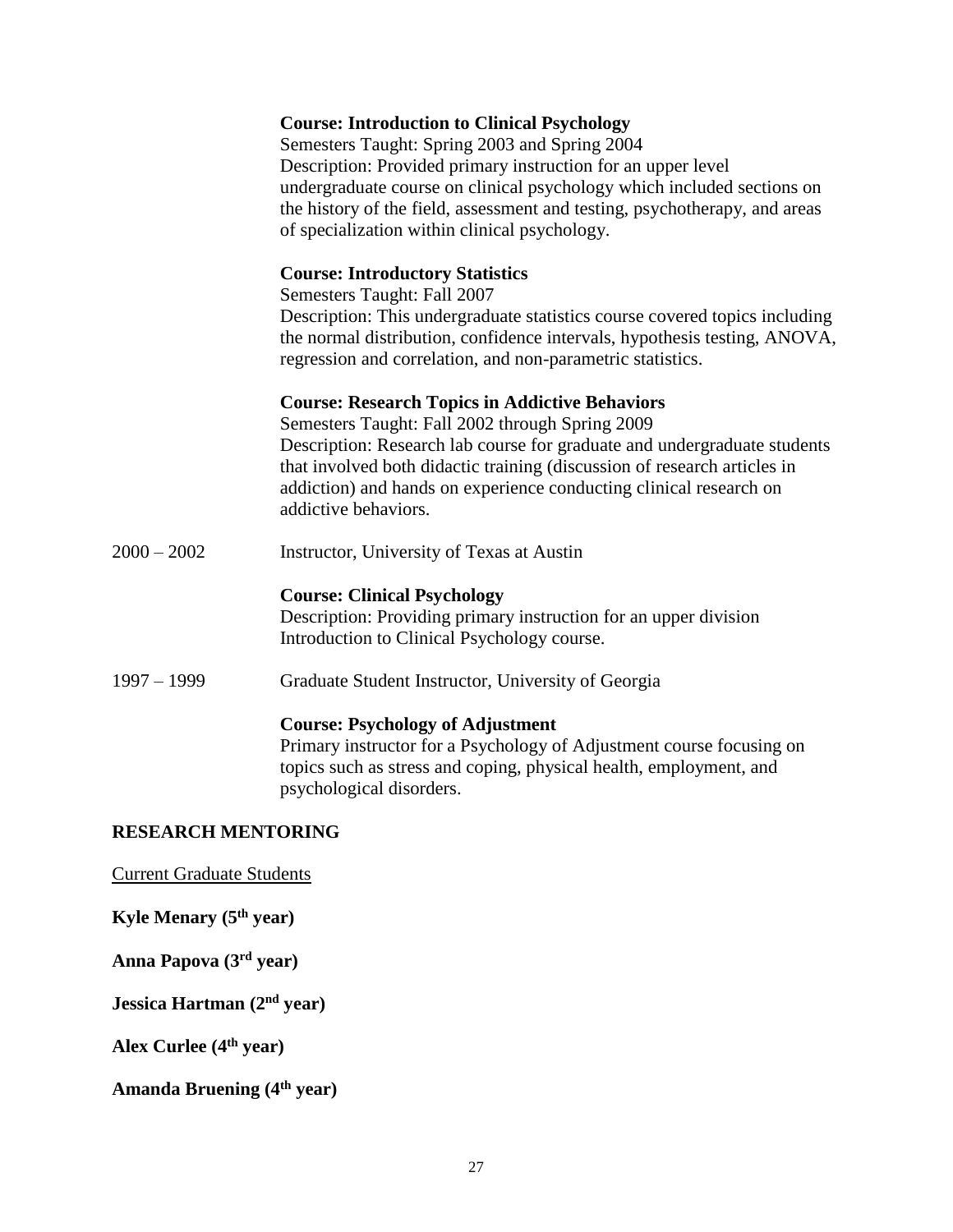**Course: Introduction to Clinical Psychology**
Semesters Taught: Spring 2003 and Spring 2004
Description: Provided primary instruction for an upper level undergraduate course on clinical psychology which included sections on the history of the field, assessment and testing, psychotherapy, and areas of specialization within clinical psychology.

**Course: Introductory Statistics**
Semesters Taught: Fall 2007
Description: This undergraduate statistics course covered topics including the normal distribution, confidence intervals, hypothesis testing, ANOVA, regression and correlation, and non-parametric statistics.

**Course: Research Topics in Addictive Behaviors**
Semesters Taught: Fall 2002 through Spring 2009
Description: Research lab course for graduate and undergraduate students that involved both didactic training (discussion of research articles in addiction) and hands on experience conducting clinical research on addictive behaviors.

2000 – 2002 Instructor, University of Texas at Austin

**Course: Clinical Psychology**
Description: Providing primary instruction for an upper division Introduction to Clinical Psychology course.

1997 – 1999 Graduate Student Instructor, University of Georgia

**Course: Psychology of Adjustment**
Primary instructor for a Psychology of Adjustment course focusing on topics such as stress and coping, physical health, employment, and psychological disorders.

## RESEARCH MENTORING

Current Graduate Students

**Kyle Menary (5th year)**

**Anna Papova (3rd year)**

**Jessica Hartman (2nd year)**

**Alex Curlee (4th year)**

**Amanda Bruening (4th year)**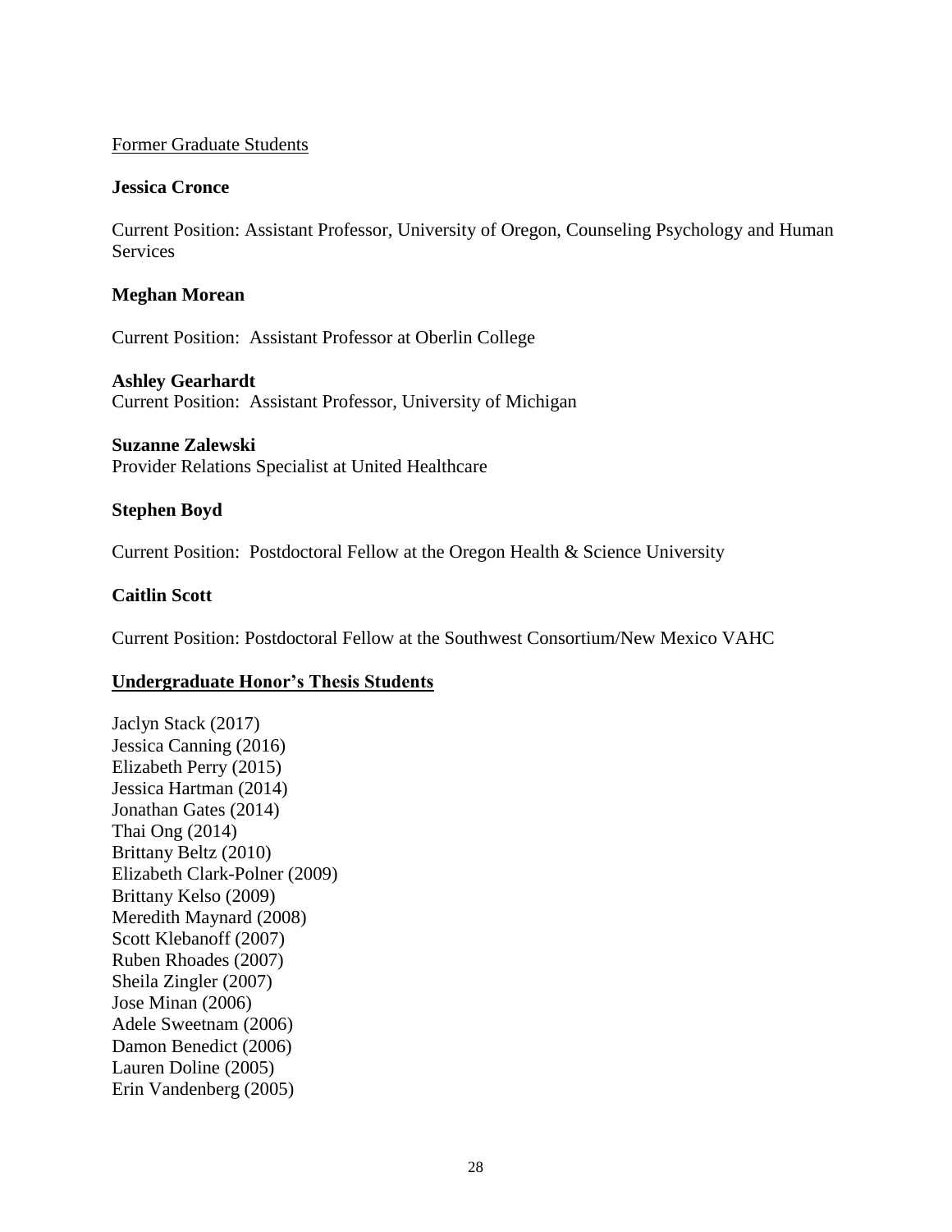Former Graduate Students

**Jessica Cronce**

Current Position: Assistant Professor, University of Oregon, Counseling Psychology and Human Services

**Meghan Morean**

Current Position: Assistant Professor at Oberlin College

**Ashley Gearhardt**
Current Position: Assistant Professor, University of Michigan

**Suzanne Zalewski**
Provider Relations Specialist at United Healthcare

**Stephen Boyd**

Current Position: Postdoctoral Fellow at the Oregon Health & Science University

**Caitlin Scott**

Current Position: Postdoctoral Fellow at the Southwest Consortium/New Mexico VAHC

**Undergraduate Honor's Thesis Students**

Jaclyn Stack (2017)
Jessica Canning (2016)
Elizabeth Perry (2015)
Jessica Hartman (2014)
Jonathan Gates (2014)
Thai Ong (2014)
Brittany Beltz (2010)
Elizabeth Clark-Polner (2009)
Brittany Kelso (2009)
Meredith Maynard (2008)
Scott Klebanoff (2007)
Ruben Rhoades (2007)
Sheila Zingler (2007)
Jose Minan (2006)
Adele Sweetnam (2006)
Damon Benedict (2006)
Lauren Doline (2005)
Erin Vandenberg (2005)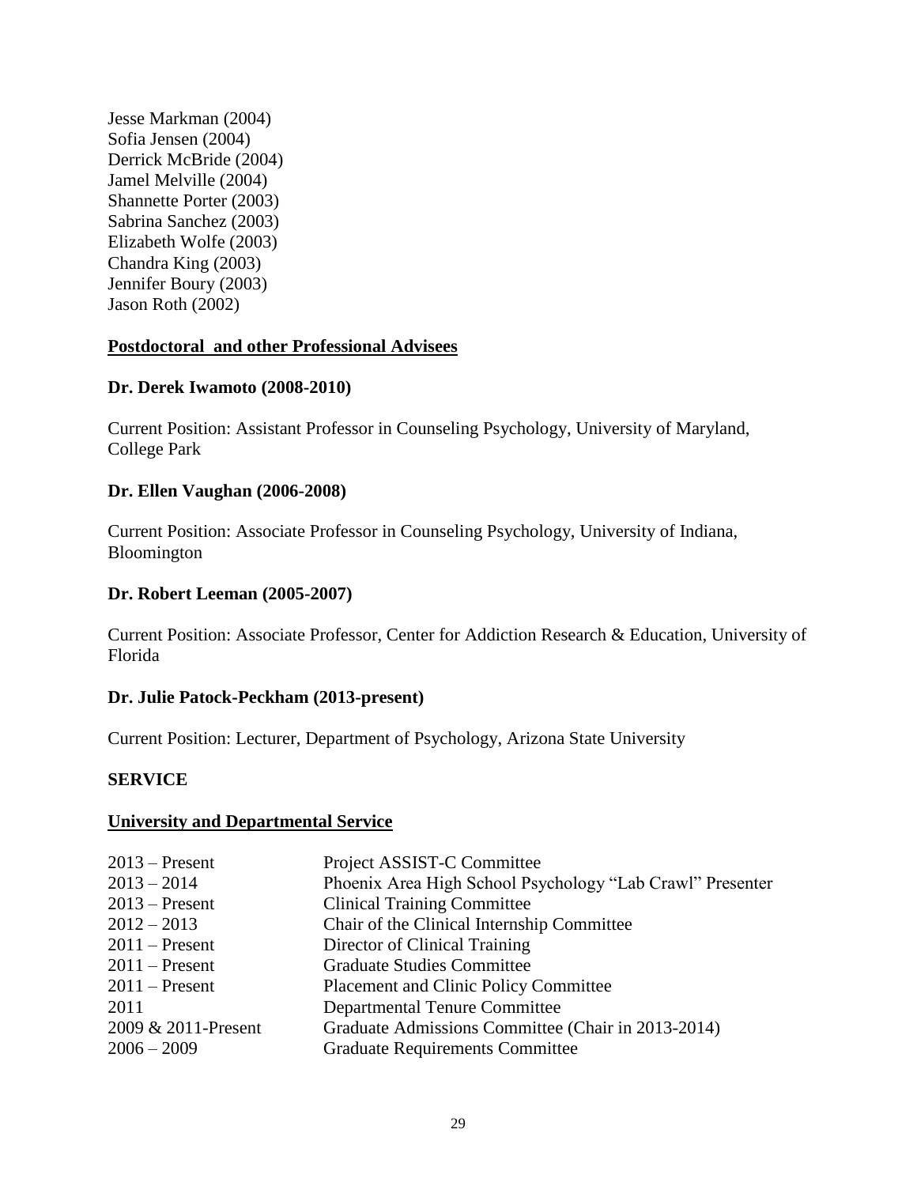Jesse Markman (2004)
Sofia Jensen (2004)
Derrick McBride (2004)
Jamel Melville (2004)
Shannette Porter (2003)
Sabrina Sanchez (2003)
Elizabeth Wolfe (2003)
Chandra King (2003)
Jennifer Boury (2003)
Jason Roth (2002)

**Postdoctoral  and other Professional Advisees**

**Dr. Derek Iwamoto (2008-2010)**

Current Position: Assistant Professor in Counseling Psychology, University of Maryland, College Park

**Dr. Ellen Vaughan (2006-2008)**

Current Position: Associate Professor in Counseling Psychology, University of Indiana, Bloomington

**Dr. Robert Leeman (2005-2007)**

Current Position: Associate Professor, Center for Addiction Research & Education, University of Florida

**Dr. Julie Patock-Peckham (2013-present)**

Current Position: Lecturer, Department of Psychology, Arizona State University

## SERVICE

**University and Departmental Service**

| | |
|---|---|
| 2013 – Present | Project ASSIST-C Committee |
| 2013 – 2014 | Phoenix Area High School Psychology "Lab Crawl" Presenter |
| 2013 – Present | Clinical Training Committee |
| 2012 – 2013 | Chair of the Clinical Internship Committee |
| 2011 – Present | Director of Clinical Training |
| 2011 – Present | Graduate Studies Committee |
| 2011 – Present | Placement and Clinic Policy Committee |
| 2011 | Departmental Tenure Committee |
| 2009 & 2011-Present | Graduate Admissions Committee (Chair in 2013-2014) |
| 2006 – 2009 | Graduate Requirements Committee |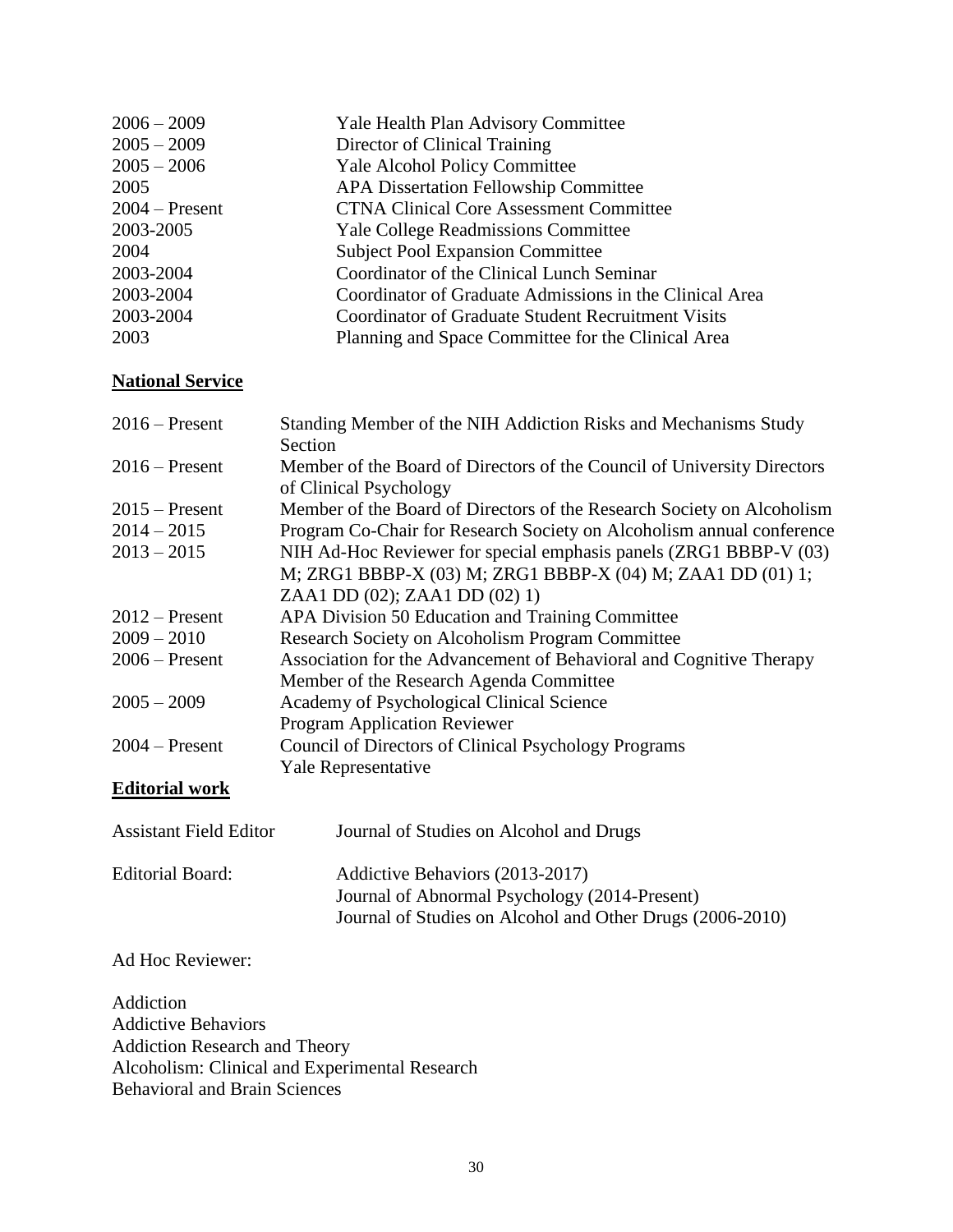| | |
|---|---|
| 2006 – 2009 | Yale Health Plan Advisory Committee |
| 2005 – 2009 | Director of Clinical Training |
| 2005 – 2006 | Yale Alcohol Policy Committee |
| 2005 | APA Dissertation Fellowship Committee |
| 2004 – Present | CTNA Clinical Core Assessment Committee |
| 2003-2005 | Yale College Readmissions Committee |
| 2004 | Subject Pool Expansion Committee |
| 2003-2004 | Coordinator of the Clinical Lunch Seminar |
| 2003-2004 | Coordinator of Graduate Admissions in the Clinical Area |
| 2003-2004 | Coordinator of Graduate Student Recruitment Visits |
| 2003 | Planning and Space Committee for the Clinical Area |

**National Service**

| | |
|---|---|
| 2016 – Present | Standing Member of the NIH Addiction Risks and Mechanisms Study Section |
| 2016 – Present | Member of the Board of Directors of the Council of University Directors of Clinical Psychology |
| 2015 – Present | Member of the Board of Directors of the Research Society on Alcoholism |
| 2014 – 2015 | Program Co-Chair for Research Society on Alcoholism annual conference |
| 2013 – 2015 | NIH Ad-Hoc Reviewer for special emphasis panels (ZRG1 BBBP-V (03) M; ZRG1 BBBP-X (03) M; ZRG1 BBBP-X (04) M; ZAA1 DD (01) 1; ZAA1 DD (02); ZAA1 DD (02) 1) |
| 2012 – Present | APA Division 50 Education and Training Committee |
| 2009 – 2010 | Research Society on Alcoholism Program Committee |
| 2006 – Present | Association for the Advancement of Behavioral and Cognitive Therapy Member of the Research Agenda Committee |
| 2005 – 2009 | Academy of Psychological Clinical Science Program Application Reviewer |
| 2004 – Present | Council of Directors of Clinical Psychology Programs Yale Representative |

**Editorial work**

| | |
|---|---|
| Assistant Field Editor | Journal of Studies on Alcohol and Drugs |
| Editorial Board: | Addictive Behaviors (2013-2017)<br>Journal of Abnormal Psychology (2014-Present)<br>Journal of Studies on Alcohol and Other Drugs (2006-2010) |

Ad Hoc Reviewer:

Addiction
Addictive Behaviors
Addiction Research and Theory
Alcoholism: Clinical and Experimental Research
Behavioral and Brain Sciences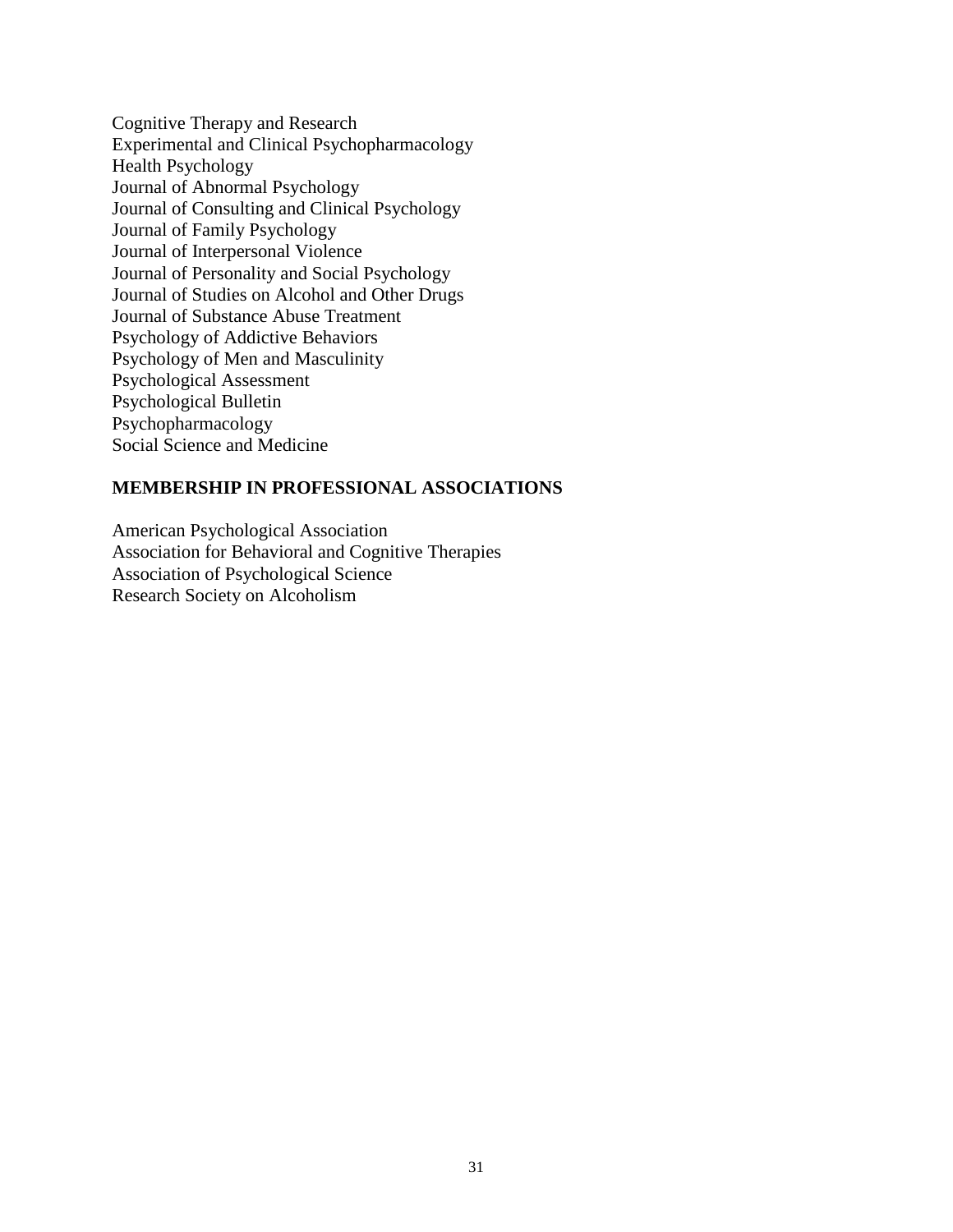Cognitive Therapy and Research
Experimental and Clinical Psychopharmacology
Health Psychology
Journal of Abnormal Psychology
Journal of Consulting and Clinical Psychology
Journal of Family Psychology
Journal of Interpersonal Violence
Journal of Personality and Social Psychology
Journal of Studies on Alcohol and Other Drugs
Journal of Substance Abuse Treatment
Psychology of Addictive Behaviors
Psychology of Men and Masculinity
Psychological Assessment
Psychological Bulletin
Psychopharmacology
Social Science and Medicine

**MEMBERSHIP IN PROFESSIONAL ASSOCIATIONS**

American Psychological Association
Association for Behavioral and Cognitive Therapies
Association of Psychological Science
Research Society on Alcoholism